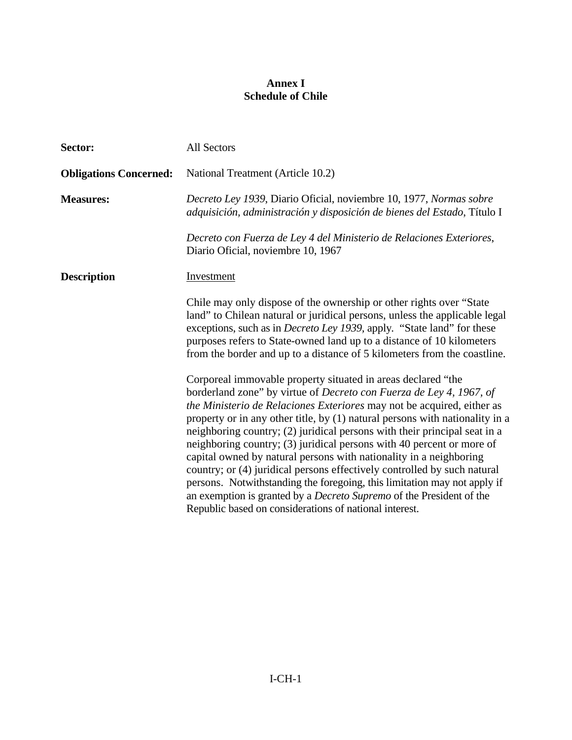# Annex I
## Schedule of Chile

**Sector:** All Sectors

**Obligations Concerned:** National Treatment (Article 10.2)

**Measures:** *Decreto Ley 1939*, Diario Oficial, noviembre 10, 1977, *Normas sobre adquisición, administración y disposición de bienes del Estado*, Título I

*Decreto con Fuerza de Ley 4 del Ministerio de Relaciones Exteriores*, Diario Oficial, noviembre 10, 1967

**Description**

Investment

Chile may only dispose of the ownership or other rights over "State land" to Chilean natural or juridical persons, unless the applicable legal exceptions, such as in *Decreto Ley 1939,* apply. "State land" for these purposes refers to State-owned land up to a distance of 10 kilometers from the border and up to a distance of 5 kilometers from the coastline.

Corporeal immovable property situated in areas declared "the borderland zone" by virtue of *Decreto con Fuerza de Ley 4, 1967, of the Ministerio de Relaciones Exteriores* may not be acquired, either as property or in any other title, by (1) natural persons with nationality in a neighboring country; (2) juridical persons with their principal seat in a neighboring country; (3) juridical persons with 40 percent or more of capital owned by natural persons with nationality in a neighboring country; or (4) juridical persons effectively controlled by such natural persons. Notwithstanding the foregoing, this limitation may not apply if an exemption is granted by a *Decreto Supremo* of the President of the Republic based on considerations of national interest.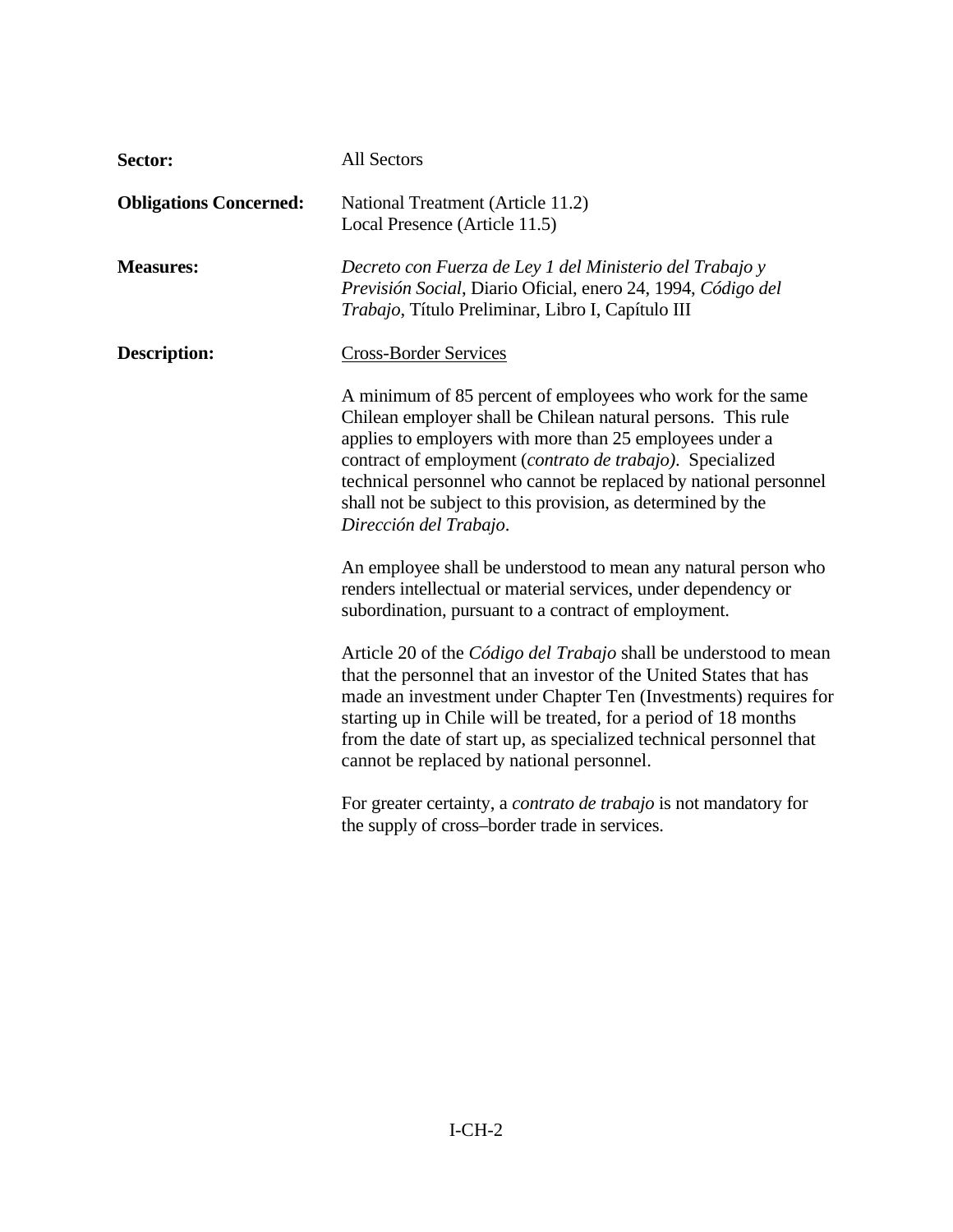**Sector:** All Sectors

**Obligations Concerned:** National Treatment (Article 11.2)
Local Presence (Article 11.5)

**Measures:** *Decreto con Fuerza de Ley 1 del Ministerio del Trabajo y Previsión Social*, Diario Oficial, enero 24, 1994, *Código del Trabajo*, Título Preliminar, Libro I, Capítulo III

**Description:** Cross-Border Services

A minimum of 85 percent of employees who work for the same Chilean employer shall be Chilean natural persons. This rule applies to employers with more than 25 employees under a contract of employment (*contrato de trabajo)*. Specialized technical personnel who cannot be replaced by national personnel shall not be subject to this provision, as determined by the *Dirección del Trabajo*.

An employee shall be understood to mean any natural person who renders intellectual or material services, under dependency or subordination, pursuant to a contract of employment.

Article 20 of the *Código del Trabajo* shall be understood to mean that the personnel that an investor of the United States that has made an investment under Chapter Ten (Investments) requires for starting up in Chile will be treated, for a period of 18 months from the date of start up, as specialized technical personnel that cannot be replaced by national personnel.

For greater certainty, a *contrato de trabajo* is not mandatory for the supply of cross–border trade in services.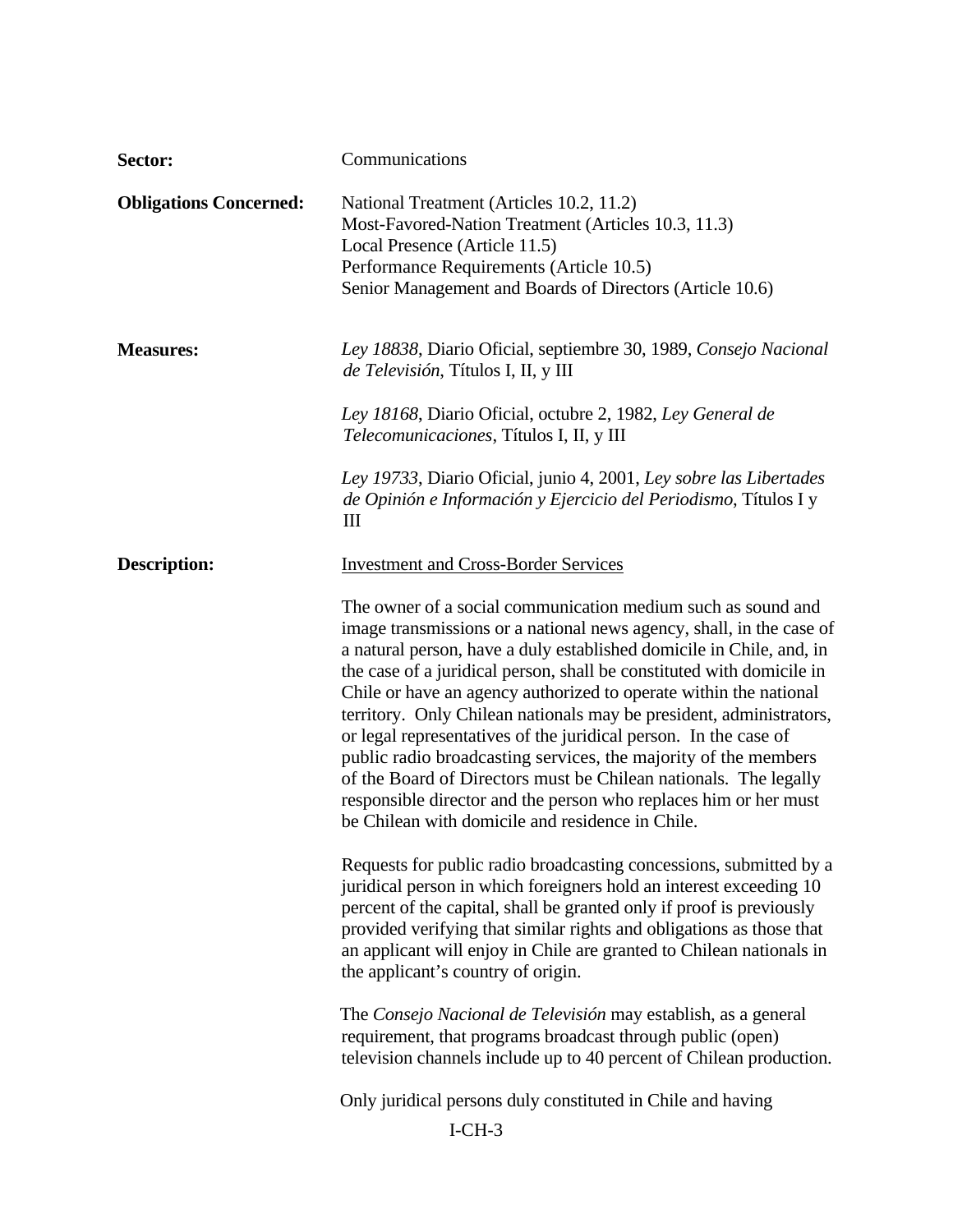**Sector:** Communications

**Obligations Concerned:**
National Treatment (Articles 10.2, 11.2)
Most-Favored-Nation Treatment (Articles 10.3, 11.3)
Local Presence (Article 11.5)
Performance Requirements (Article 10.5)
Senior Management and Boards of Directors (Article 10.6)

**Measures:**
*Ley 18838*, Diario Oficial, septiembre 30, 1989, *Consejo Nacional de Televisión*, Títulos I, II, y III

*Ley 18168*, Diario Oficial, octubre 2, 1982, *Ley General de Telecomunicaciones*, Títulos I, II, y III

*Ley 19733*, Diario Oficial, junio 4, 2001, *Ley sobre las Libertades de Opinión e Información y Ejercicio del Periodismo*, Títulos I y III

**Description:**

Investment and Cross-Border Services

The owner of a social communication medium such as sound and image transmissions or a national news agency, shall, in the case of a natural person, have a duly established domicile in Chile, and, in the case of a juridical person, shall be constituted with domicile in Chile or have an agency authorized to operate within the national territory. Only Chilean nationals may be president, administrators, or legal representatives of the juridical person. In the case of public radio broadcasting services, the majority of the members of the Board of Directors must be Chilean nationals. The legally responsible director and the person who replaces him or her must be Chilean with domicile and residence in Chile.

Requests for public radio broadcasting concessions, submitted by a juridical person in which foreigners hold an interest exceeding 10 percent of the capital, shall be granted only if proof is previously provided verifying that similar rights and obligations as those that an applicant will enjoy in Chile are granted to Chilean nationals in the applicant's country of origin.

The *Consejo Nacional de Televisión* may establish, as a general requirement, that programs broadcast through public (open) television channels include up to 40 percent of Chilean production.

Only juridical persons duly constituted in Chile and having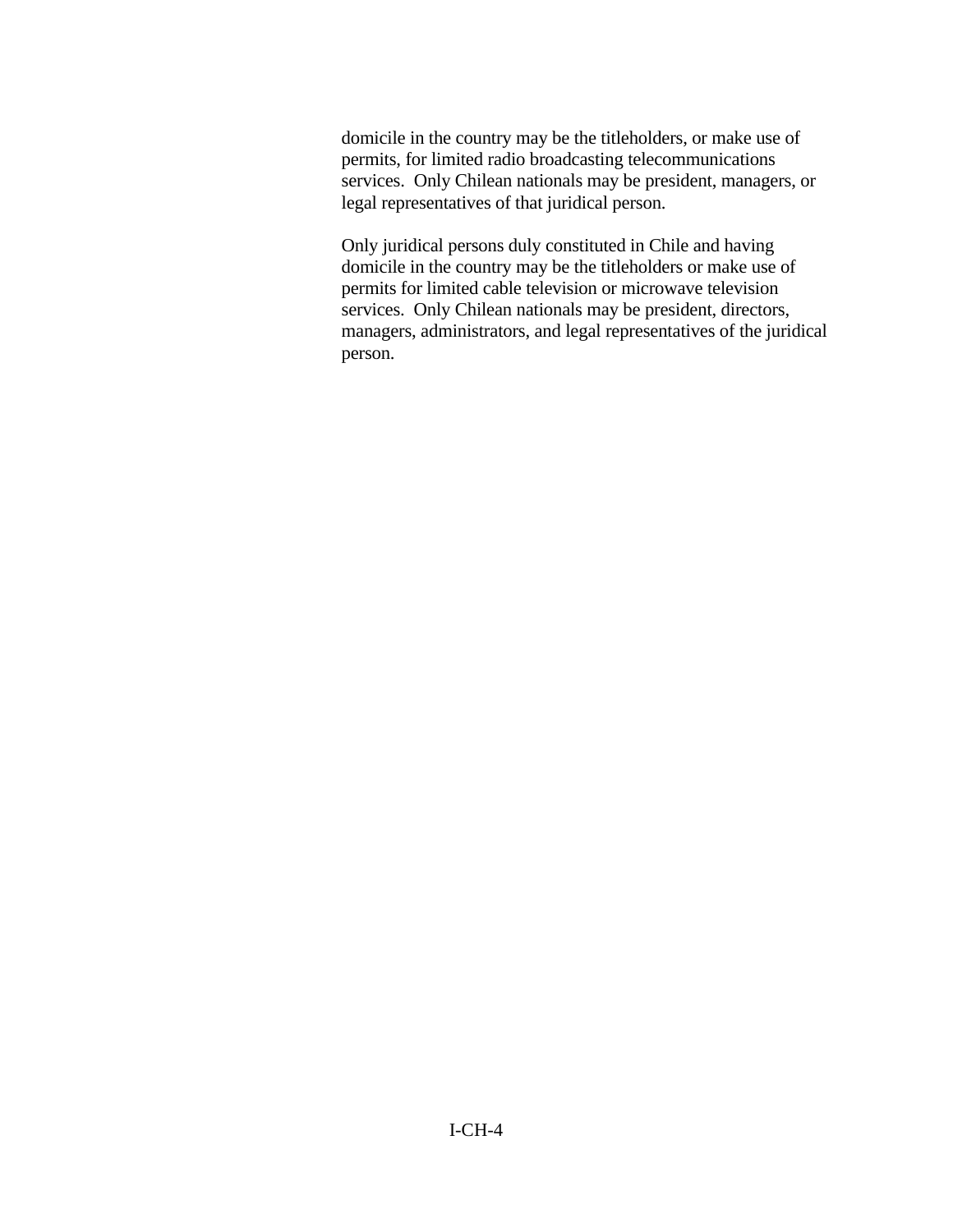domicile in the country may be the titleholders, or make use of permits, for limited radio broadcasting telecommunications services. Only Chilean nationals may be president, managers, or legal representatives of that juridical person.

Only juridical persons duly constituted in Chile and having domicile in the country may be the titleholders or make use of permits for limited cable television or microwave television services. Only Chilean nationals may be president, directors, managers, administrators, and legal representatives of the juridical person.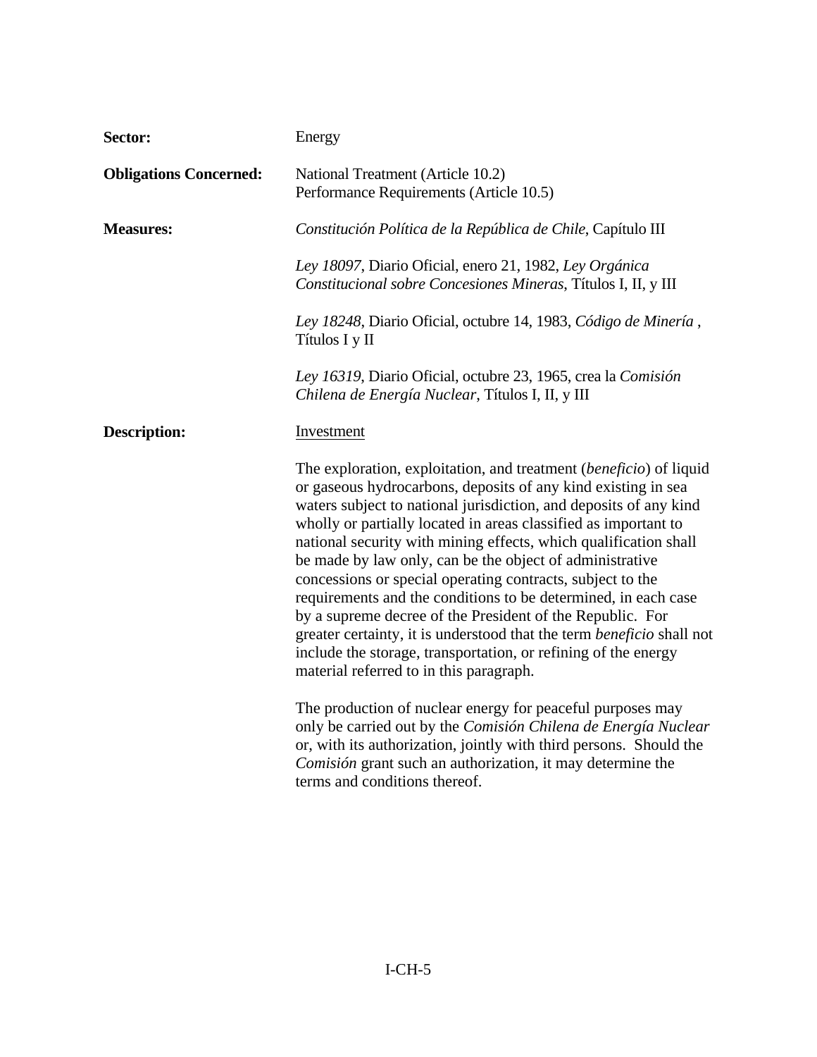**Sector:** Energy

**Obligations Concerned:** National Treatment (Article 10.2)
Performance Requirements (Article 10.5)

**Measures:** *Constitución Política de la República de Chile*, Capítulo III

*Ley 18097*, Diario Oficial, enero 21, 1982, *Ley Orgánica Constitucional sobre Concesiones Mineras*, Títulos I, II, y III

*Ley 18248*, Diario Oficial, octubre 14, 1983, *Código de Minería* , Títulos I y II

*Ley 16319*, Diario Oficial, octubre 23, 1965, crea la *Comisión Chilena de Energía Nuclear*, Títulos I, II, y III

**Description:** Investment

The exploration, exploitation, and treatment (*beneficio*) of liquid or gaseous hydrocarbons, deposits of any kind existing in sea waters subject to national jurisdiction, and deposits of any kind wholly or partially located in areas classified as important to national security with mining effects, which qualification shall be made by law only, can be the object of administrative concessions or special operating contracts, subject to the requirements and the conditions to be determined, in each case by a supreme decree of the President of the Republic. For greater certainty, it is understood that the term *beneficio* shall not include the storage, transportation, or refining of the energy material referred to in this paragraph.

The production of nuclear energy for peaceful purposes may only be carried out by the *Comisión Chilena de Energía Nuclear* or, with its authorization, jointly with third persons. Should the *Comisión* grant such an authorization, it may determine the terms and conditions thereof.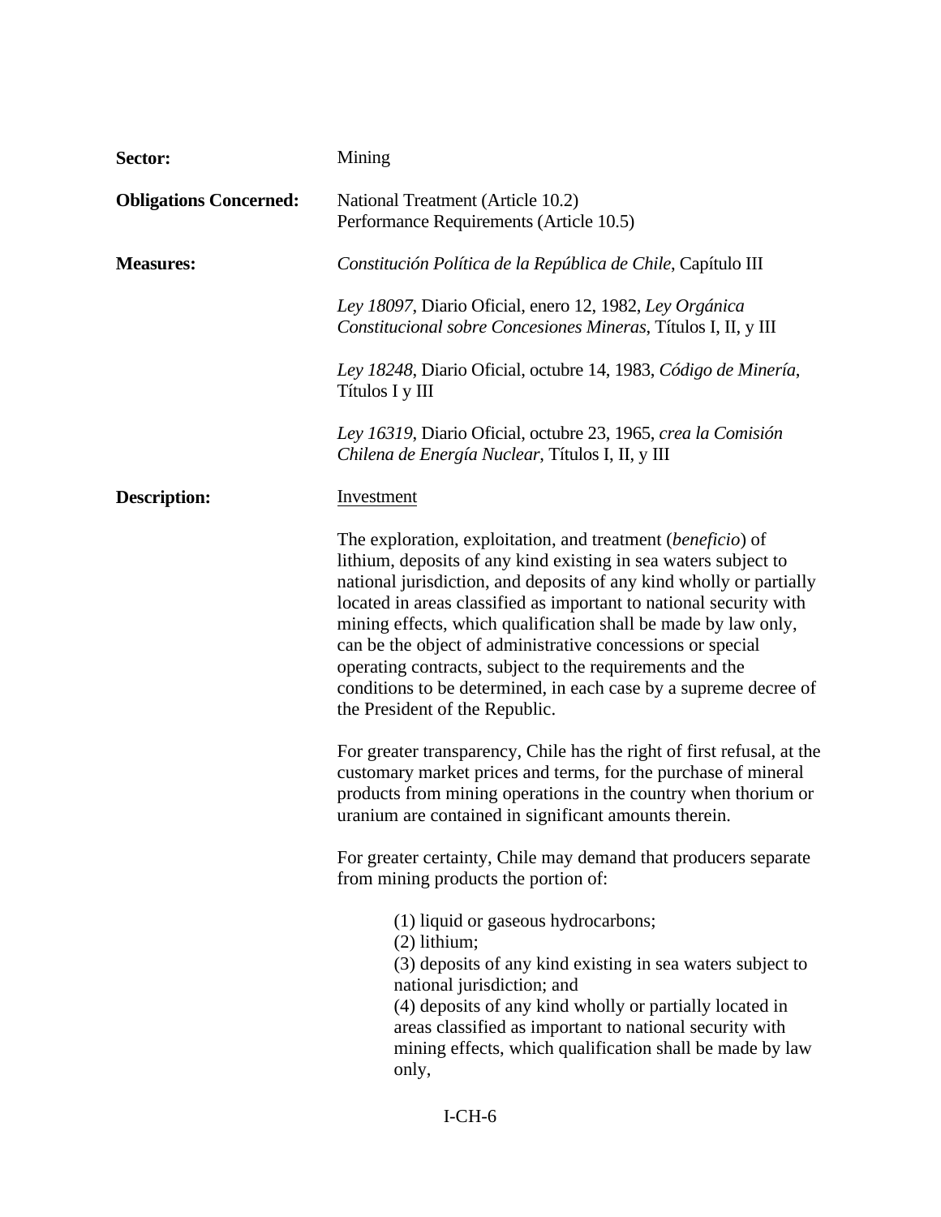**Sector:** Mining

**Obligations Concerned:** National Treatment (Article 10.2)
Performance Requirements (Article 10.5)

**Measures:** *Constitución Política de la República de Chile*, Capítulo III

*Ley 18097*, Diario Oficial, enero 12, 1982, *Ley Orgánica Constitucional sobre Concesiones Mineras*, Títulos I, II, y III

*Ley 18248*, Diario Oficial, octubre 14, 1983, *Código de Minería*, Títulos I y III

*Ley 16319*, Diario Oficial, octubre 23, 1965, *crea la Comisión Chilena de Energía Nuclear*, Títulos I, II, y III

**Description:** Investment

The exploration, exploitation, and treatment (*beneficio*) of lithium, deposits of any kind existing in sea waters subject to national jurisdiction, and deposits of any kind wholly or partially located in areas classified as important to national security with mining effects, which qualification shall be made by law only, can be the object of administrative concessions or special operating contracts, subject to the requirements and the conditions to be determined, in each case by a supreme decree of the President of the Republic.

For greater transparency, Chile has the right of first refusal, at the customary market prices and terms, for the purchase of mineral products from mining operations in the country when thorium or uranium are contained in significant amounts therein.

For greater certainty, Chile may demand that producers separate from mining products the portion of:

(1) liquid or gaseous hydrocarbons;
(2) lithium;
(3) deposits of any kind existing in sea waters subject to national jurisdiction; and
(4) deposits of any kind wholly or partially located in areas classified as important to national security with mining effects, which qualification shall be made by law only,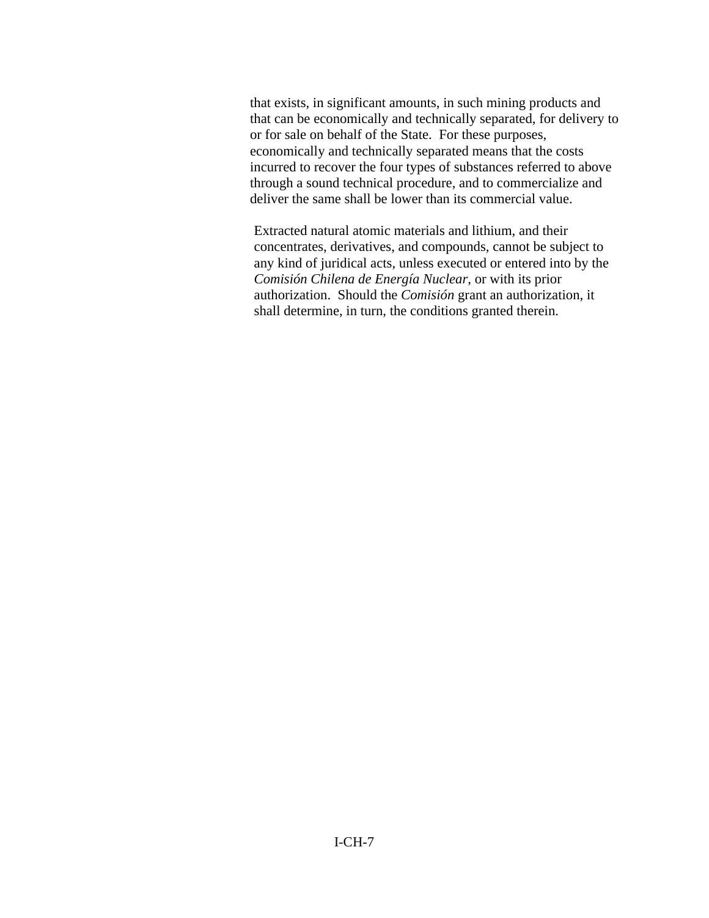that exists, in significant amounts, in such mining products and that can be economically and technically separated, for delivery to or for sale on behalf of the State. For these purposes, economically and technically separated means that the costs incurred to recover the four types of substances referred to above through a sound technical procedure, and to commercialize and deliver the same shall be lower than its commercial value.

Extracted natural atomic materials and lithium, and their concentrates, derivatives, and compounds, cannot be subject to any kind of juridical acts, unless executed or entered into by the *Comisión Chilena de Energía Nuclear*, or with its prior authorization. Should the *Comisión* grant an authorization, it shall determine, in turn, the conditions granted therein.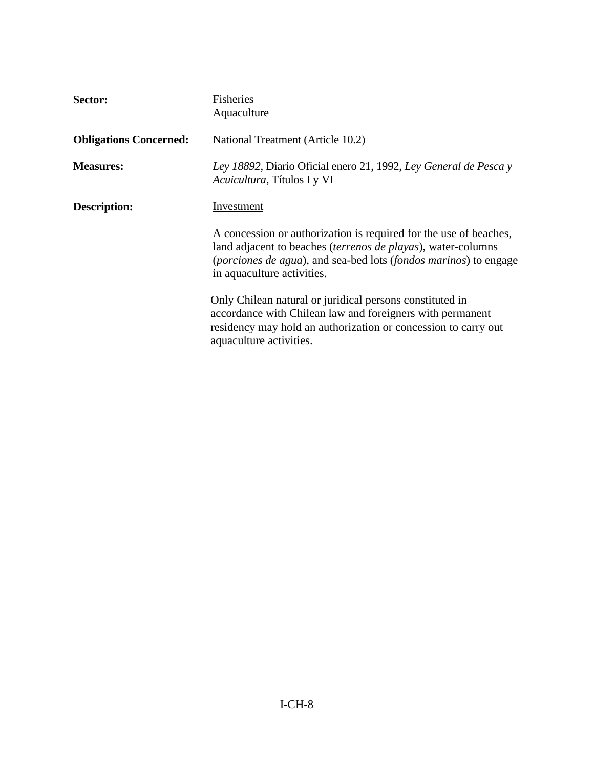**Sector:** Fisheries
Aquaculture

**Obligations Concerned:** National Treatment (Article 10.2)

**Measures:** *Ley 18892*, Diario Oficial enero 21, 1992, *Ley General de Pesca y Acuicultura*, Títulos I y VI

**Description:** Investment

A concession or authorization is required for the use of beaches, land adjacent to beaches (*terrenos de playas*), water-columns (*porciones de agua*), and sea-bed lots (*fondos marinos*) to engage in aquaculture activities.

Only Chilean natural or juridical persons constituted in accordance with Chilean law and foreigners with permanent residency may hold an authorization or concession to carry out aquaculture activities.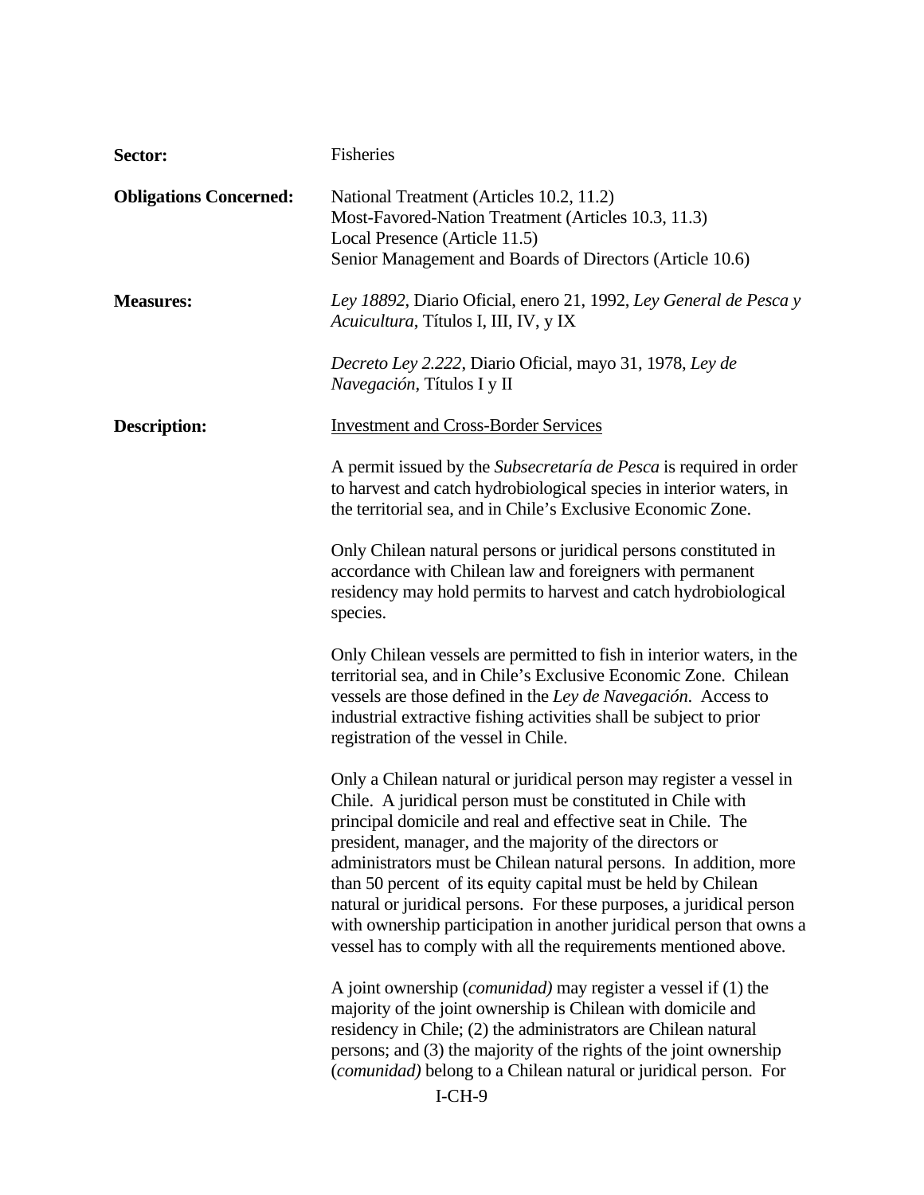**Sector:** Fisheries

**Obligations Concerned:** National Treatment (Articles 10.2, 11.2)
Most-Favored-Nation Treatment (Articles 10.3, 11.3)
Local Presence (Article 11.5)
Senior Management and Boards of Directors (Article 10.6)

**Measures:** *Ley 18892*, Diario Oficial, enero 21, 1992, *Ley General de Pesca y Acuicultura*, Títulos I, III, IV, y IX

*Decreto Ley 2.222*, Diario Oficial, mayo 31, 1978, *Ley de Navegación*, Títulos I y II

**Description:** Investment and Cross-Border Services

A permit issued by the *Subsecretaría de Pesca* is required in order to harvest and catch hydrobiological species in interior waters, in the territorial sea, and in Chile's Exclusive Economic Zone.

Only Chilean natural persons or juridical persons constituted in accordance with Chilean law and foreigners with permanent residency may hold permits to harvest and catch hydrobiological species.

Only Chilean vessels are permitted to fish in interior waters, in the territorial sea, and in Chile's Exclusive Economic Zone. Chilean vessels are those defined in the *Ley de Navegación*. Access to industrial extractive fishing activities shall be subject to prior registration of the vessel in Chile.

Only a Chilean natural or juridical person may register a vessel in Chile. A juridical person must be constituted in Chile with principal domicile and real and effective seat in Chile. The president, manager, and the majority of the directors or administrators must be Chilean natural persons. In addition, more than 50 percent of its equity capital must be held by Chilean natural or juridical persons. For these purposes, a juridical person with ownership participation in another juridical person that owns a vessel has to comply with all the requirements mentioned above.

A joint ownership (*comunidad)* may register a vessel if (1) the majority of the joint ownership is Chilean with domicile and residency in Chile; (2) the administrators are Chilean natural persons; and (3) the majority of the rights of the joint ownership (*comunidad)* belong to a Chilean natural or juridical person. For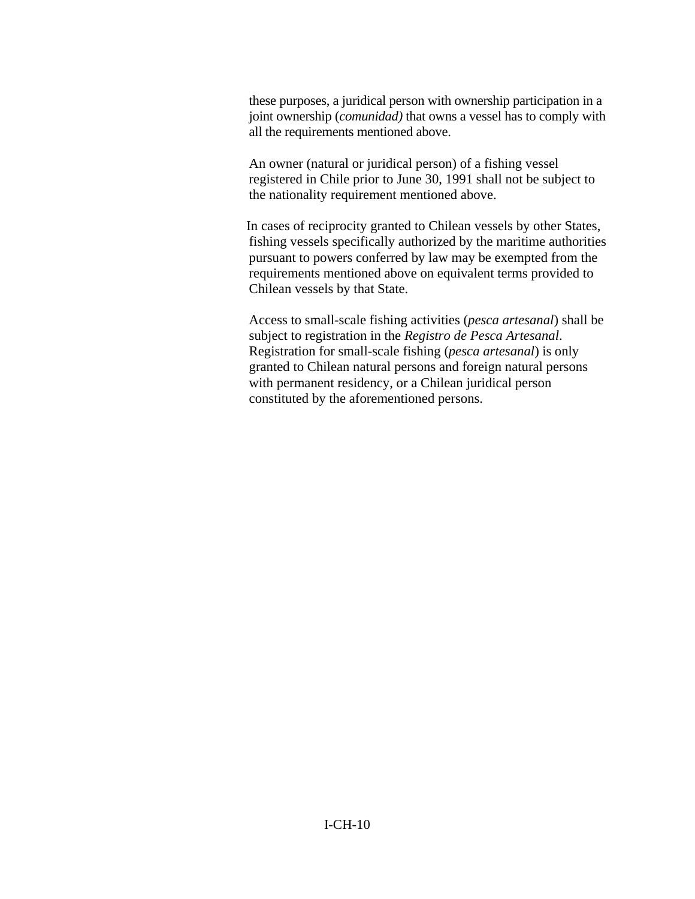these purposes, a juridical person with ownership participation in a joint ownership (*comunidad)* that owns a vessel has to comply with all the requirements mentioned above.

An owner (natural or juridical person) of a fishing vessel registered in Chile prior to June 30, 1991 shall not be subject to the nationality requirement mentioned above.

In cases of reciprocity granted to Chilean vessels by other States, fishing vessels specifically authorized by the maritime authorities pursuant to powers conferred by law may be exempted from the requirements mentioned above on equivalent terms provided to Chilean vessels by that State.

Access to small-scale fishing activities (*pesca artesanal*) shall be subject to registration in the *Registro de Pesca Artesanal*. Registration for small-scale fishing (*pesca artesanal*) is only granted to Chilean natural persons and foreign natural persons with permanent residency, or a Chilean juridical person constituted by the aforementioned persons.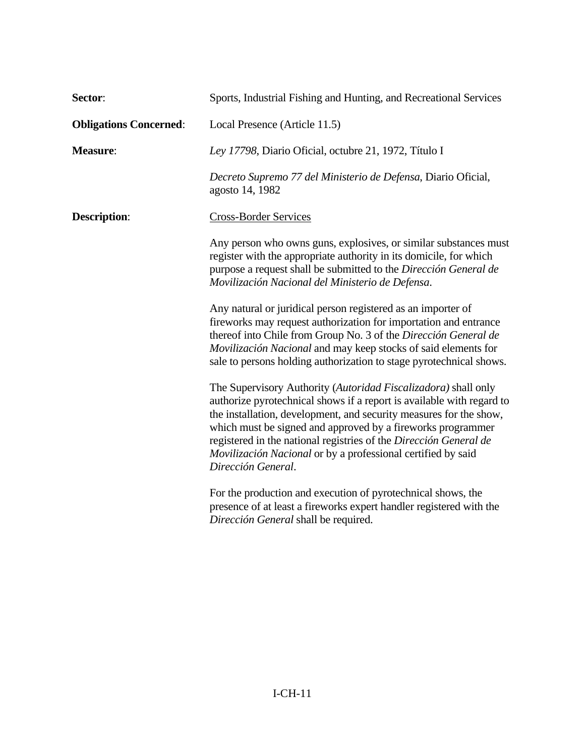**Sector**: Sports, Industrial Fishing and Hunting, and Recreational Services

**Obligations Concerned**: Local Presence (Article 11.5)

**Measure**: *Ley 17798*, Diario Oficial, octubre 21, 1972, Título I

*Decreto Supremo 77 del Ministerio de Defensa*, Diario Oficial, agosto 14, 1982

**Description**: Cross-Border Services

Any person who owns guns, explosives, or similar substances must register with the appropriate authority in its domicile, for which purpose a request shall be submitted to the *Dirección General de Movilización Nacional del Ministerio de Defensa*.

Any natural or juridical person registered as an importer of fireworks may request authorization for importation and entrance thereof into Chile from Group No. 3 of the *Dirección General de Movilización Nacional* and may keep stocks of said elements for sale to persons holding authorization to stage pyrotechnical shows.

The Supervisory Authority (*Autoridad Fiscalizadora)* shall only authorize pyrotechnical shows if a report is available with regard to the installation, development, and security measures for the show, which must be signed and approved by a fireworks programmer registered in the national registries of the *Dirección General de Movilización Nacional* or by a professional certified by said *Dirección General*.

For the production and execution of pyrotechnical shows, the presence of at least a fireworks expert handler registered with the *Dirección General* shall be required.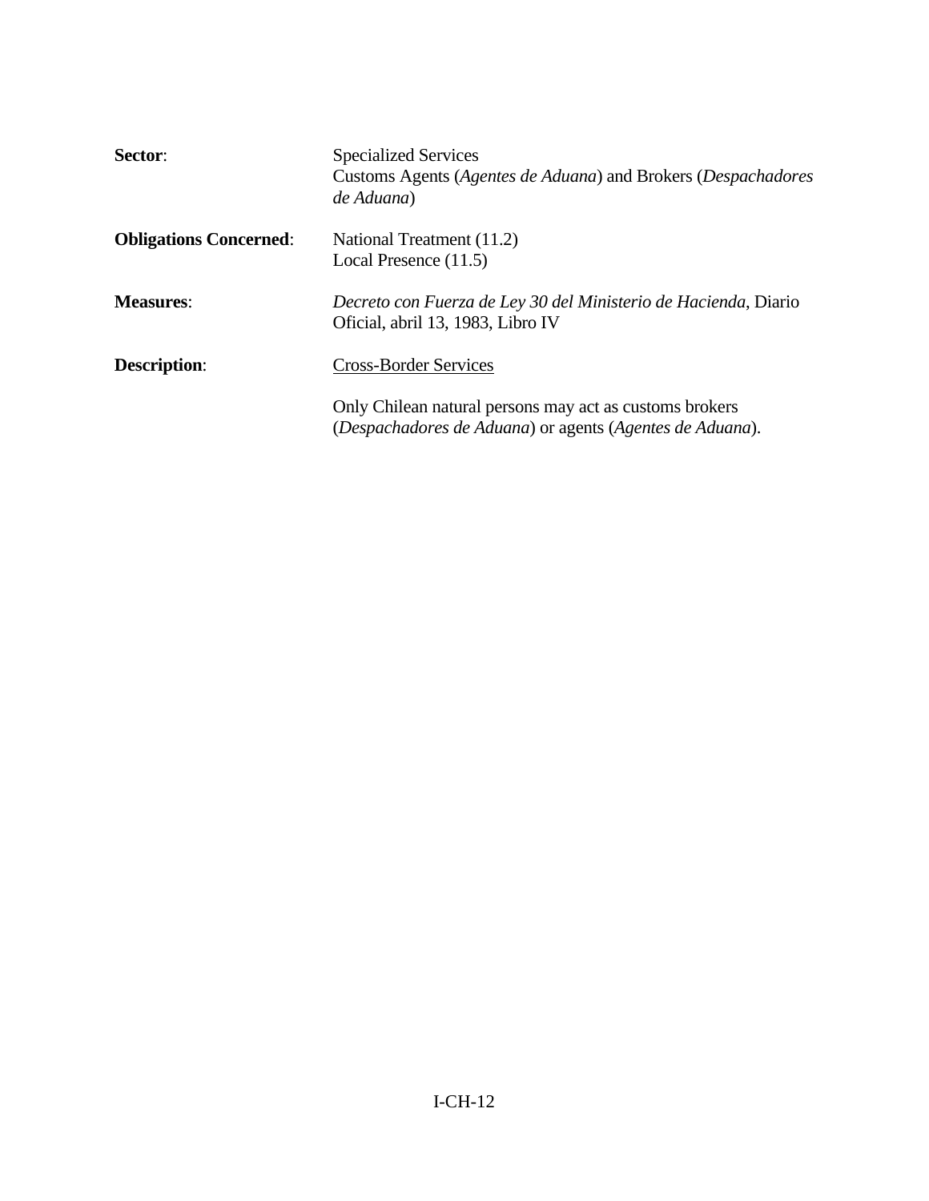**Sector**: Specialized Services
Customs Agents (*Agentes de Aduana*) and Brokers (*Despachadores de Aduana*)

**Obligations Concerned**: National Treatment (11.2)
Local Presence (11.5)

**Measures**: *Decreto con Fuerza de Ley 30 del Ministerio de Hacienda*, Diario Oficial, abril 13, 1983, Libro IV

**Description**: <u>Cross-Border Services</u>

Only Chilean natural persons may act as customs brokers (*Despachadores de Aduana*) or agents (*Agentes de Aduana*).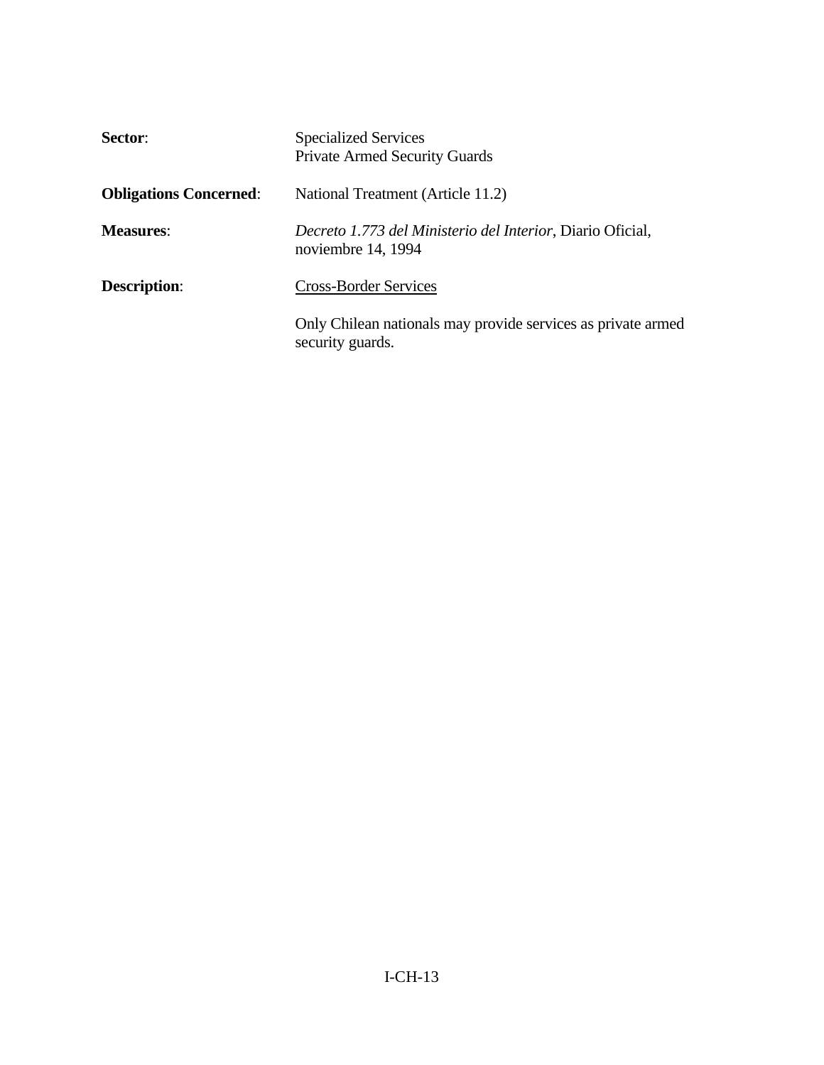**Sector**: Specialized Services
Private Armed Security Guards

**Obligations Concerned**: National Treatment (Article 11.2)

**Measures**: *Decreto 1.773 del Ministerio del Interior*, Diario Oficial, noviembre 14, 1994

**Description**: <u>Cross-Border Services</u>

Only Chilean nationals may provide services as private armed security guards.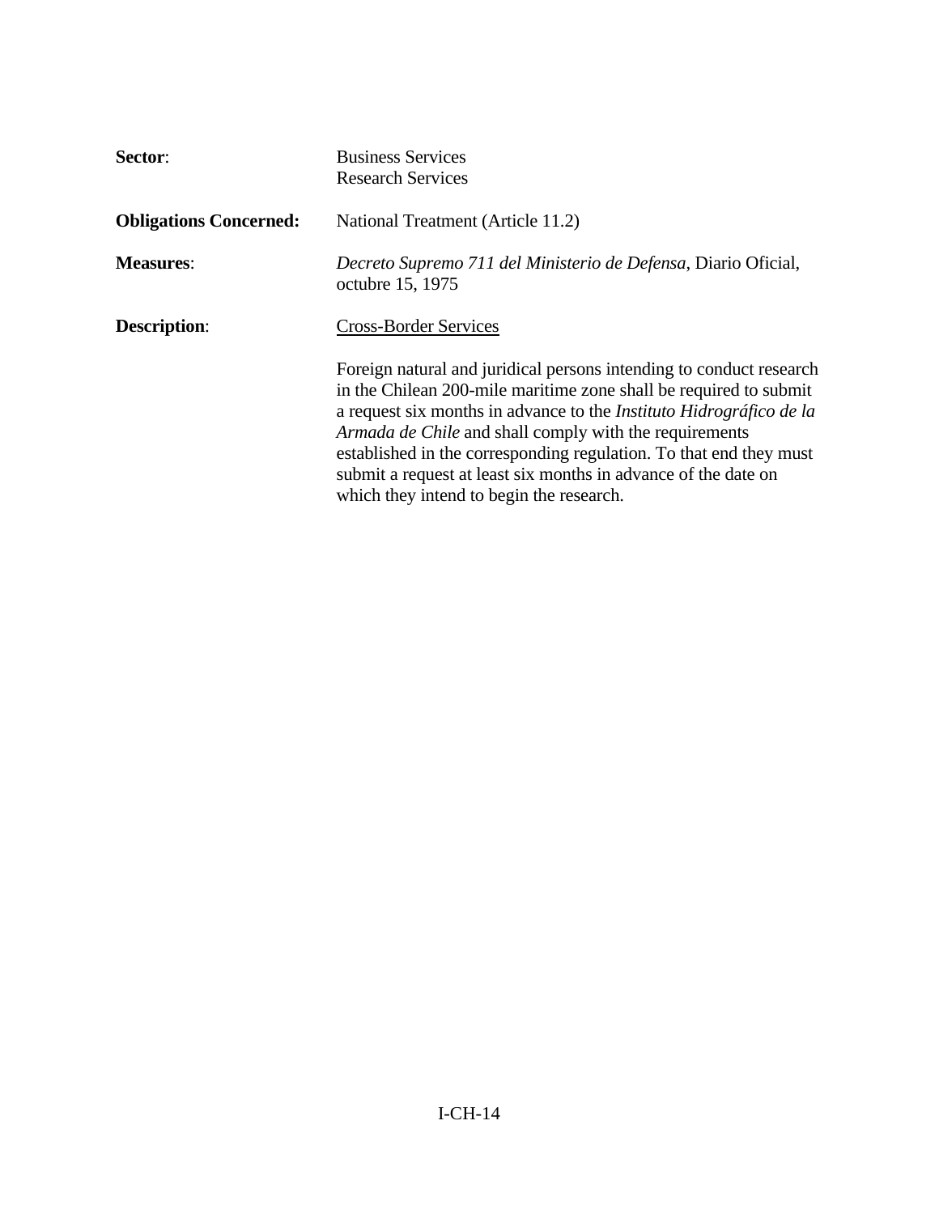**Sector**: Business Services
Research Services

**Obligations Concerned:** National Treatment (Article 11.2)

**Measures**: *Decreto Supremo 711 del Ministerio de Defensa*, Diario Oficial, octubre 15, 1975

**Description**: Cross-Border Services

Foreign natural and juridical persons intending to conduct research in the Chilean 200-mile maritime zone shall be required to submit a request six months in advance to the *Instituto Hidrográfico de la Armada de Chile* and shall comply with the requirements established in the corresponding regulation. To that end they must submit a request at least six months in advance of the date on which they intend to begin the research.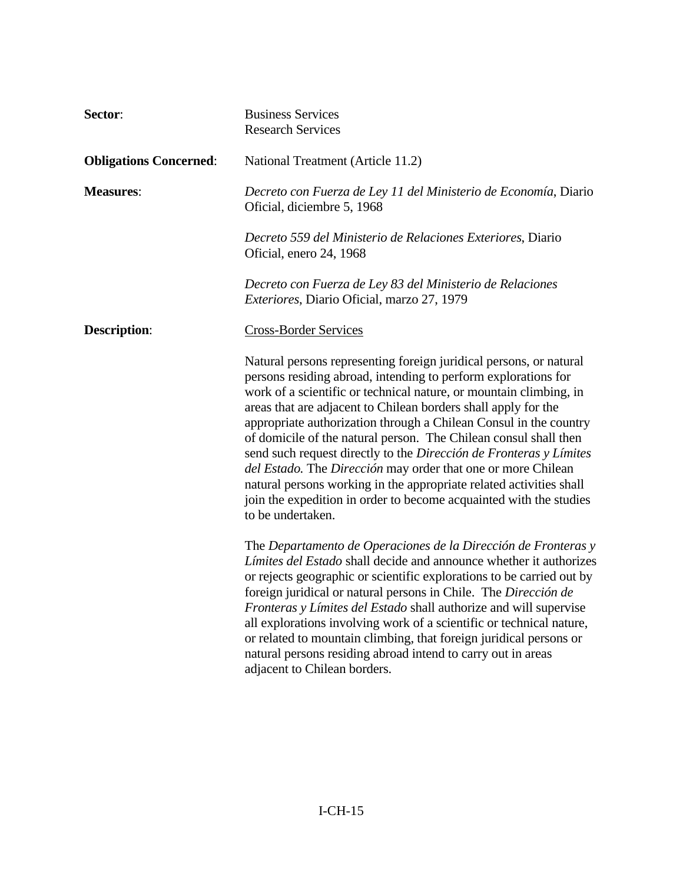**Sector**: Business Services
Research Services

**Obligations Concerned**: National Treatment (Article 11.2)

**Measures**: *Decreto con Fuerza de Ley 11 del Ministerio de Economía*, Diario Oficial, diciembre 5, 1968

*Decreto 559 del Ministerio de Relaciones Exteriores*, Diario Oficial, enero 24, 1968

*Decreto con Fuerza de Ley 83 del Ministerio de Relaciones Exteriores*, Diario Oficial, marzo 27, 1979

**Description**: <u>Cross-Border Services</u>

Natural persons representing foreign juridical persons, or natural persons residing abroad, intending to perform explorations for work of a scientific or technical nature, or mountain climbing, in areas that are adjacent to Chilean borders shall apply for the appropriate authorization through a Chilean Consul in the country of domicile of the natural person. The Chilean consul shall then send such request directly to the *Dirección de Fronteras y Límites del Estado.* The *Dirección* may order that one or more Chilean natural persons working in the appropriate related activities shall join the expedition in order to become acquainted with the studies to be undertaken.

The *Departamento de Operaciones de la Dirección de Fronteras y Límites del Estado* shall decide and announce whether it authorizes or rejects geographic or scientific explorations to be carried out by foreign juridical or natural persons in Chile. The *Dirección de Fronteras y Límites del Estado* shall authorize and will supervise all explorations involving work of a scientific or technical nature, or related to mountain climbing, that foreign juridical persons or natural persons residing abroad intend to carry out in areas adjacent to Chilean borders.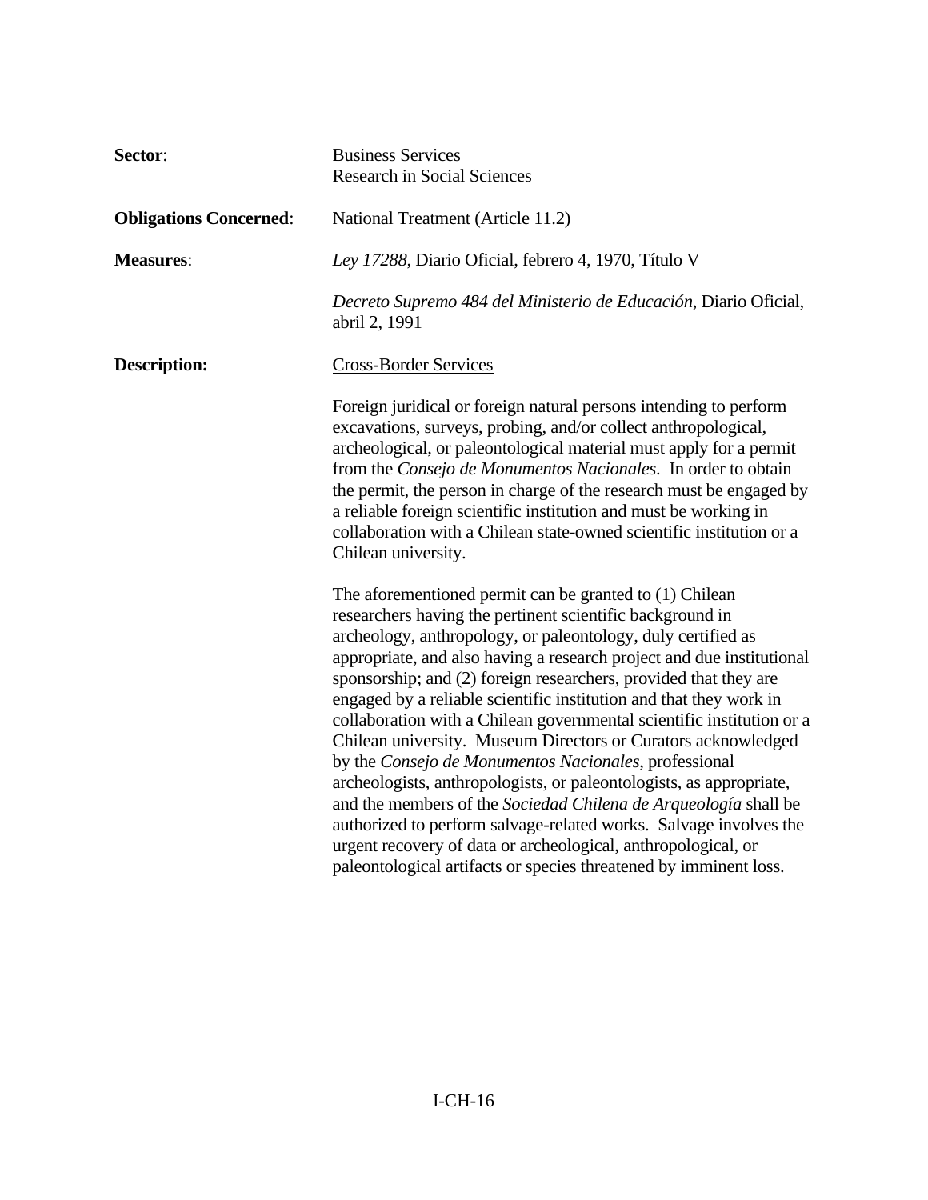**Sector**: Business Services
Research in Social Sciences

**Obligations Concerned**: National Treatment (Article 11.2)

**Measures**: *Ley 17288*, Diario Oficial, febrero 4, 1970, Título V

*Decreto Supremo 484 del Ministerio de Educación*, Diario Oficial, abril 2, 1991

**Description:** Cross-Border Services

Foreign juridical or foreign natural persons intending to perform excavations, surveys, probing, and/or collect anthropological, archeological, or paleontological material must apply for a permit from the *Consejo de Monumentos Nacionales*. In order to obtain the permit, the person in charge of the research must be engaged by a reliable foreign scientific institution and must be working in collaboration with a Chilean state-owned scientific institution or a Chilean university.

The aforementioned permit can be granted to (1) Chilean researchers having the pertinent scientific background in archeology, anthropology, or paleontology, duly certified as appropriate, and also having a research project and due institutional sponsorship; and (2) foreign researchers, provided that they are engaged by a reliable scientific institution and that they work in collaboration with a Chilean governmental scientific institution or a Chilean university. Museum Directors or Curators acknowledged by the *Consejo de Monumentos Nacionales*, professional archeologists, anthropologists, or paleontologists, as appropriate, and the members of the *Sociedad Chilena de Arqueología* shall be authorized to perform salvage-related works. Salvage involves the urgent recovery of data or archeological, anthropological, or paleontological artifacts or species threatened by imminent loss.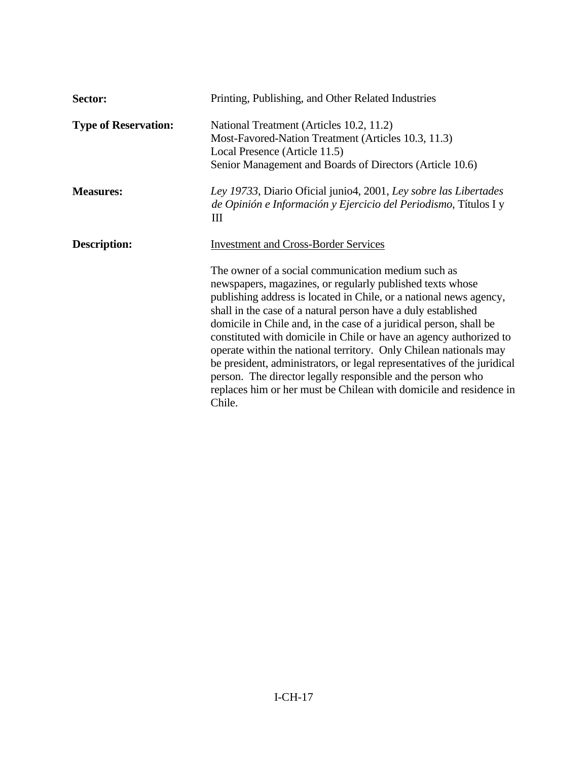**Sector:** Printing, Publishing, and Other Related Industries

**Type of Reservation:** National Treatment (Articles 10.2, 11.2)
Most-Favored-Nation Treatment (Articles 10.3, 11.3)
Local Presence (Article 11.5)
Senior Management and Boards of Directors (Article 10.6)

**Measures:** *Ley 19733*, Diario Oficial junio4, 2001, *Ley sobre las Libertades de Opinión e Información y Ejercicio del Periodismo*, Títulos I y III

**Description:** Investment and Cross-Border Services

The owner of a social communication medium such as newspapers, magazines, or regularly published texts whose publishing address is located in Chile, or a national news agency, shall in the case of a natural person have a duly established domicile in Chile and, in the case of a juridical person, shall be constituted with domicile in Chile or have an agency authorized to operate within the national territory. Only Chilean nationals may be president, administrators, or legal representatives of the juridical person. The director legally responsible and the person who replaces him or her must be Chilean with domicile and residence in Chile.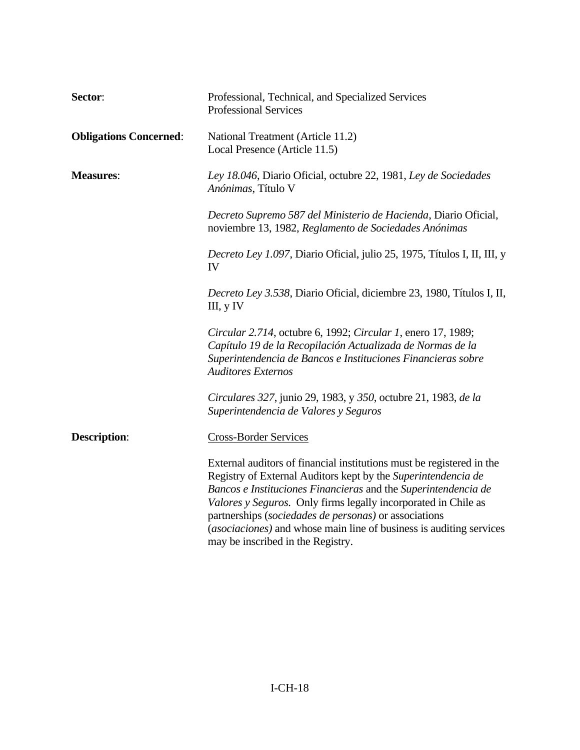**Sector**: Professional, Technical, and Specialized Services
Professional Services

**Obligations Concerned**: National Treatment (Article 11.2)
Local Presence (Article 11.5)

**Measures**: *Ley 18.046*, Diario Oficial, octubre 22, 1981, *Ley de Sociedades Anónimas*, Título V

*Decreto Supremo 587 del Ministerio de Hacienda*, Diario Oficial, noviembre 13, 1982, *Reglamento de Sociedades Anónimas*

*Decreto Ley 1.097*, Diario Oficial, julio 25, 1975, Títulos I, II, III, y IV

*Decreto Ley 3.538*, Diario Oficial, diciembre 23, 1980, Títulos I, II, III, y IV

*Circular 2.714*, octubre 6, 1992; *Circular 1*, enero 17, 1989; *Capítulo 19 de la Recopilación Actualizada de Normas de la Superintendencia de Bancos e Instituciones Financieras sobre Auditores Externos*

*Circulares 327*, junio 29, 1983, y *350*, octubre 21, 1983, *de la Superintendencia de Valores y Seguros*

**Description**: <u>Cross-Border Services</u>

External auditors of financial institutions must be registered in the Registry of External Auditors kept by the *Superintendencia de Bancos e Instituciones Financieras* and the *Superintendencia de Valores y Seguros*. Only firms legally incorporated in Chile as partnerships (*sociedades de personas)* or associations (*asociaciones)* and whose main line of business is auditing services may be inscribed in the Registry.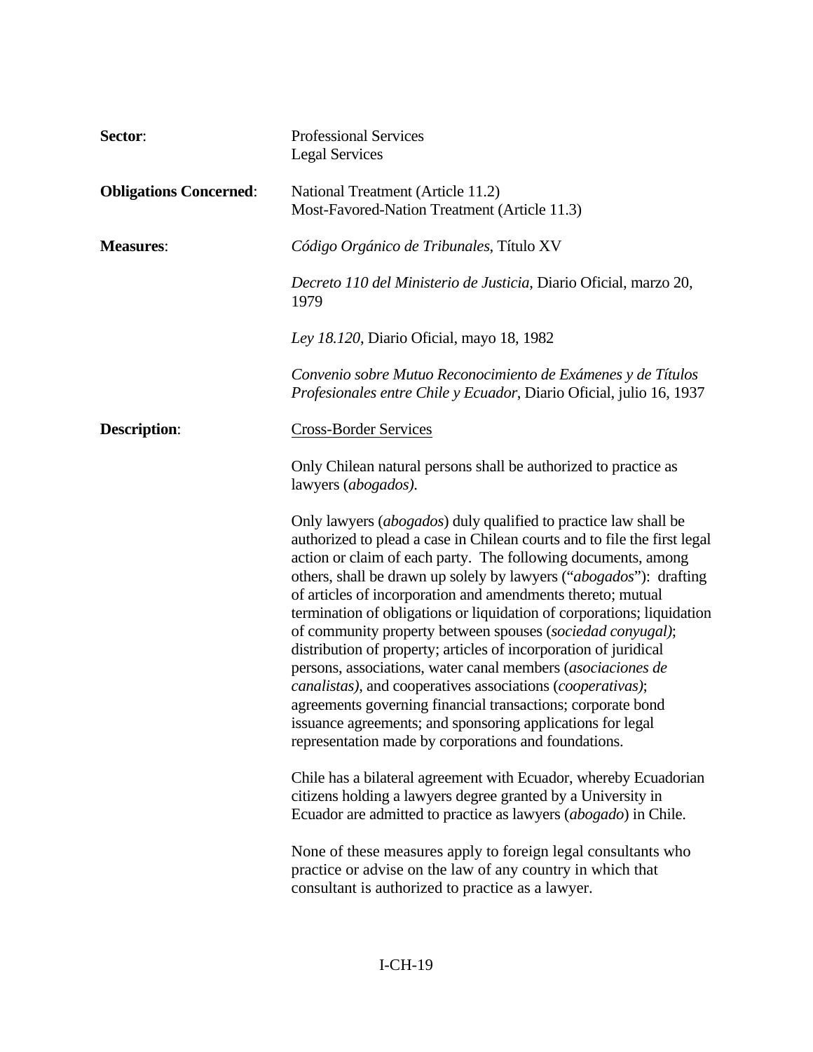**Sector**: Professional Services
Legal Services

**Obligations Concerned**: National Treatment (Article 11.2)
Most-Favored-Nation Treatment (Article 11.3)

**Measures**: *Código Orgánico de Tribunales*, Título XV

*Decreto 110 del Ministerio de Justicia*, Diario Oficial, marzo 20, 1979

*Ley 18.120*, Diario Oficial, mayo 18, 1982

*Convenio sobre Mutuo Reconocimiento de Exámenes y de Títulos Profesionales entre Chile y Ecuador*, Diario Oficial, julio 16, 1937

**Description**: Cross-Border Services

Only Chilean natural persons shall be authorized to practice as lawyers (*abogados).*

Only lawyers (*abogados*) duly qualified to practice law shall be authorized to plead a case in Chilean courts and to file the first legal action or claim of each party. The following documents, among others, shall be drawn up solely by lawyers ("*abogados*"): drafting of articles of incorporation and amendments thereto; mutual termination of obligations or liquidation of corporations; liquidation of community property between spouses (*sociedad conyugal)*; distribution of property; articles of incorporation of juridical persons, associations, water canal members (*asociaciones de canalistas)*, and cooperatives associations (*cooperativas)*; agreements governing financial transactions; corporate bond issuance agreements; and sponsoring applications for legal representation made by corporations and foundations.

Chile has a bilateral agreement with Ecuador, whereby Ecuadorian citizens holding a lawyers degree granted by a University in Ecuador are admitted to practice as lawyers (*abogado*) in Chile.

None of these measures apply to foreign legal consultants who practice or advise on the law of any country in which that consultant is authorized to practice as a lawyer.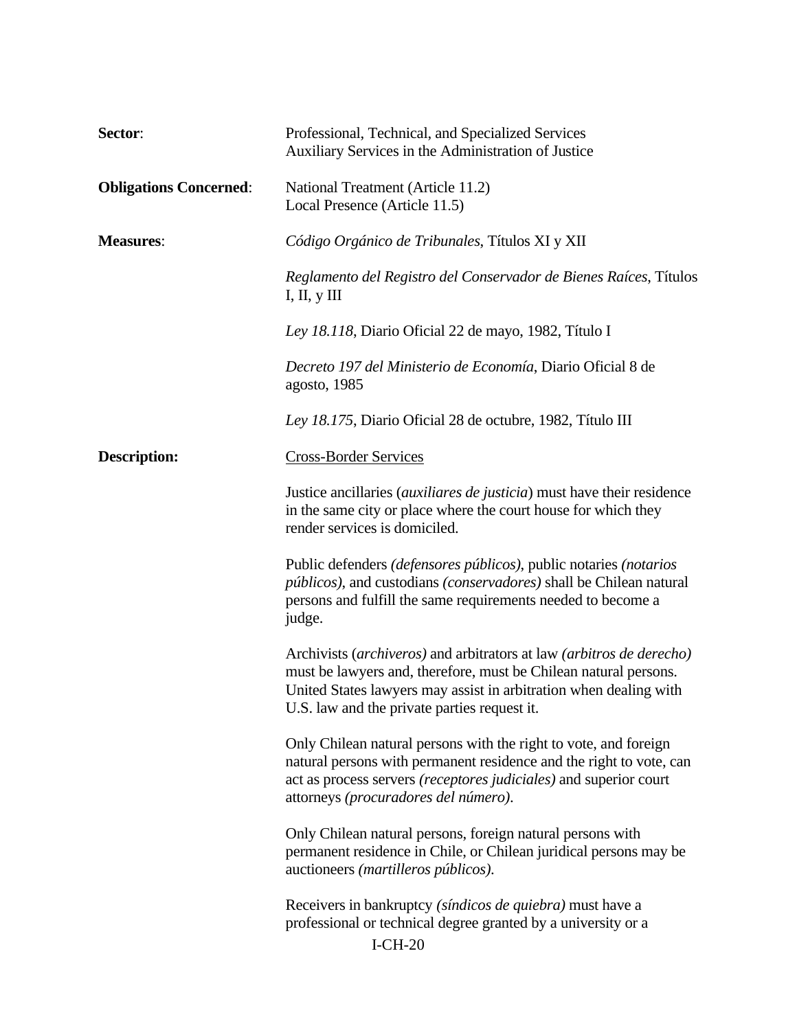**Sector**: Professional, Technical, and Specialized Services
Auxiliary Services in the Administration of Justice

**Obligations Concerned**: National Treatment (Article 11.2)
Local Presence (Article 11.5)

**Measures**: *Código Orgánico de Tribunales*, Títulos XI y XII

*Reglamento del Registro del Conservador de Bienes Raíces*, Títulos I, II, y III

*Ley 18.118*, Diario Oficial 22 de mayo, 1982, Título I

*Decreto 197 del Ministerio de Economía*, Diario Oficial 8 de agosto, 1985

*Ley 18.175*, Diario Oficial 28 de octubre, 1982, Título III

**Description:** Cross-Border Services

Justice ancillaries (*auxiliares de justicia*) must have their residence in the same city or place where the court house for which they render services is domiciled.

Public defenders *(defensores públicos)*, public notaries *(notarios públicos)*, and custodians *(conservadores)* shall be Chilean natural persons and fulfill the same requirements needed to become a judge.

Archivists (*archiveros)* and arbitrators at law *(arbitros de derecho)* must be lawyers and, therefore, must be Chilean natural persons. United States lawyers may assist in arbitration when dealing with U.S. law and the private parties request it.

Only Chilean natural persons with the right to vote, and foreign natural persons with permanent residence and the right to vote, can act as process servers *(receptores judiciales)* and superior court attorneys *(procuradores del número)*.

Only Chilean natural persons, foreign natural persons with permanent residence in Chile, or Chilean juridical persons may be auctioneers *(martilleros públicos)*.

Receivers in bankruptcy *(síndicos de quiebra)* must have a professional or technical degree granted by a university or a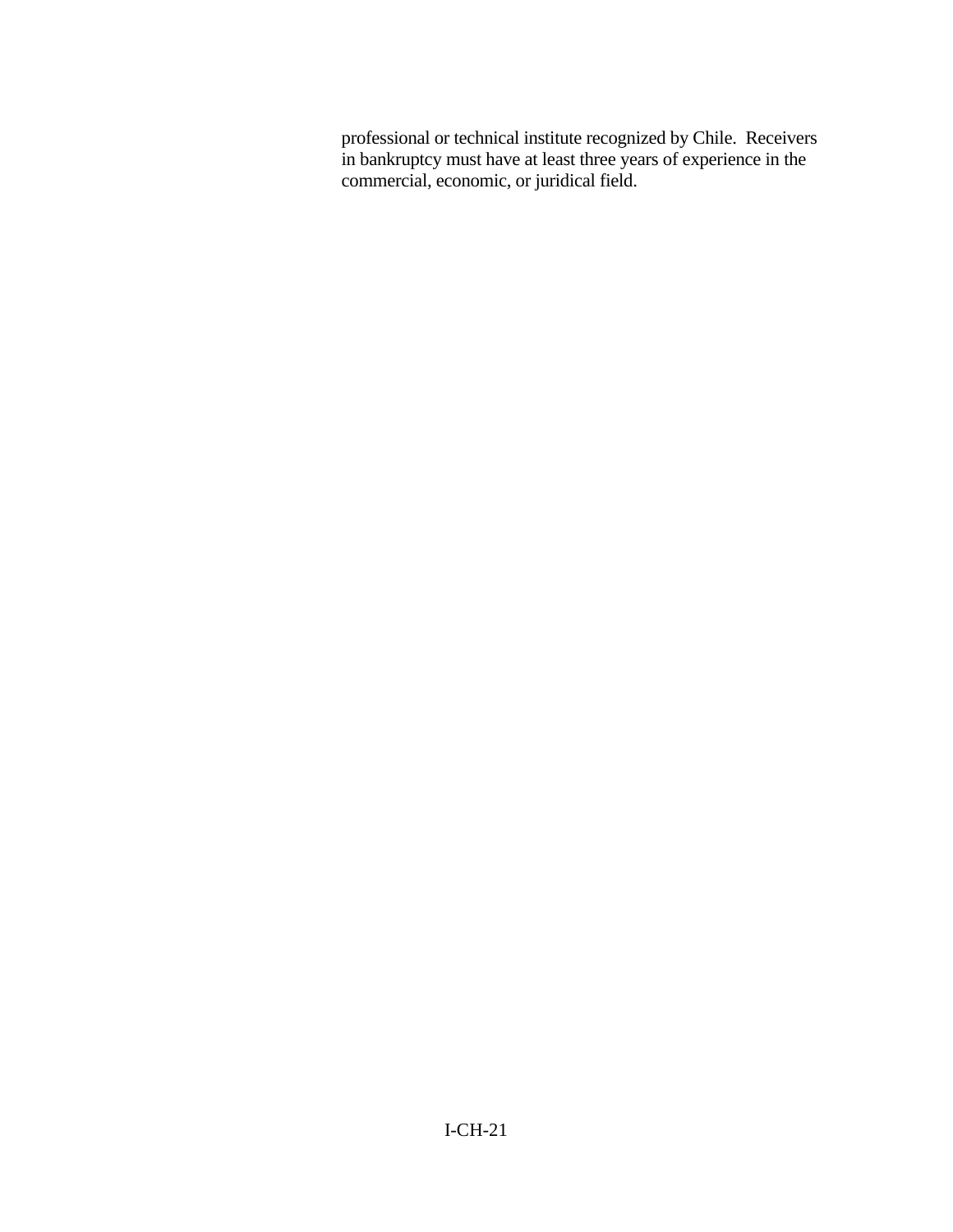professional or technical institute recognized by Chile. Receivers in bankruptcy must have at least three years of experience in the commercial, economic, or juridical field.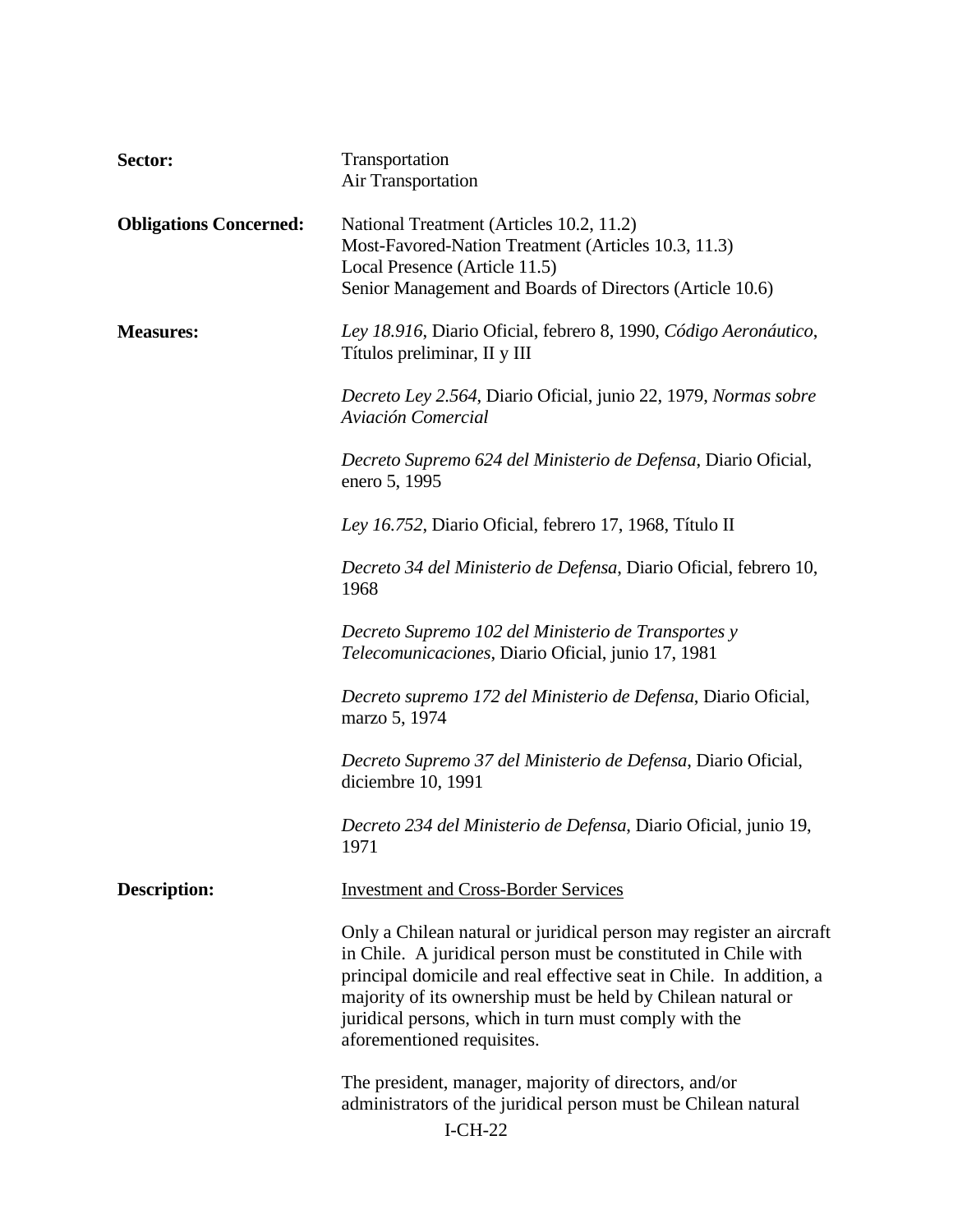**Sector:** Transportation
Air Transportation

**Obligations Concerned:** National Treatment (Articles 10.2, 11.2)
Most-Favored-Nation Treatment (Articles 10.3, 11.3)
Local Presence (Article 11.5)
Senior Management and Boards of Directors (Article 10.6)

**Measures:** *Ley 18.916*, Diario Oficial, febrero 8, 1990, *Código Aeronáutico*, Títulos preliminar, II y III

*Decreto Ley 2.564*, Diario Oficial, junio 22, 1979, *Normas sobre Aviación Comercial*

*Decreto Supremo 624 del Ministerio de Defensa*, Diario Oficial, enero 5, 1995

*Ley 16.752*, Diario Oficial, febrero 17, 1968, Título II

*Decreto 34 del Ministerio de Defensa*, Diario Oficial, febrero 10, 1968

*Decreto Supremo 102 del Ministerio de Transportes y Telecomunicaciones*, Diario Oficial, junio 17, 1981

*Decreto supremo 172 del Ministerio de Defensa*, Diario Oficial, marzo 5, 1974

*Decreto Supremo 37 del Ministerio de Defensa*, Diario Oficial, diciembre 10, 1991

*Decreto 234 del Ministerio de Defensa*, Diario Oficial, junio 19, 1971

**Description:** <u>Investment and Cross-Border Services</u>

Only a Chilean natural or juridical person may register an aircraft in Chile. A juridical person must be constituted in Chile with principal domicile and real effective seat in Chile. In addition, a majority of its ownership must be held by Chilean natural or juridical persons, which in turn must comply with the aforementioned requisites.

The president, manager, majority of directors, and/or administrators of the juridical person must be Chilean natural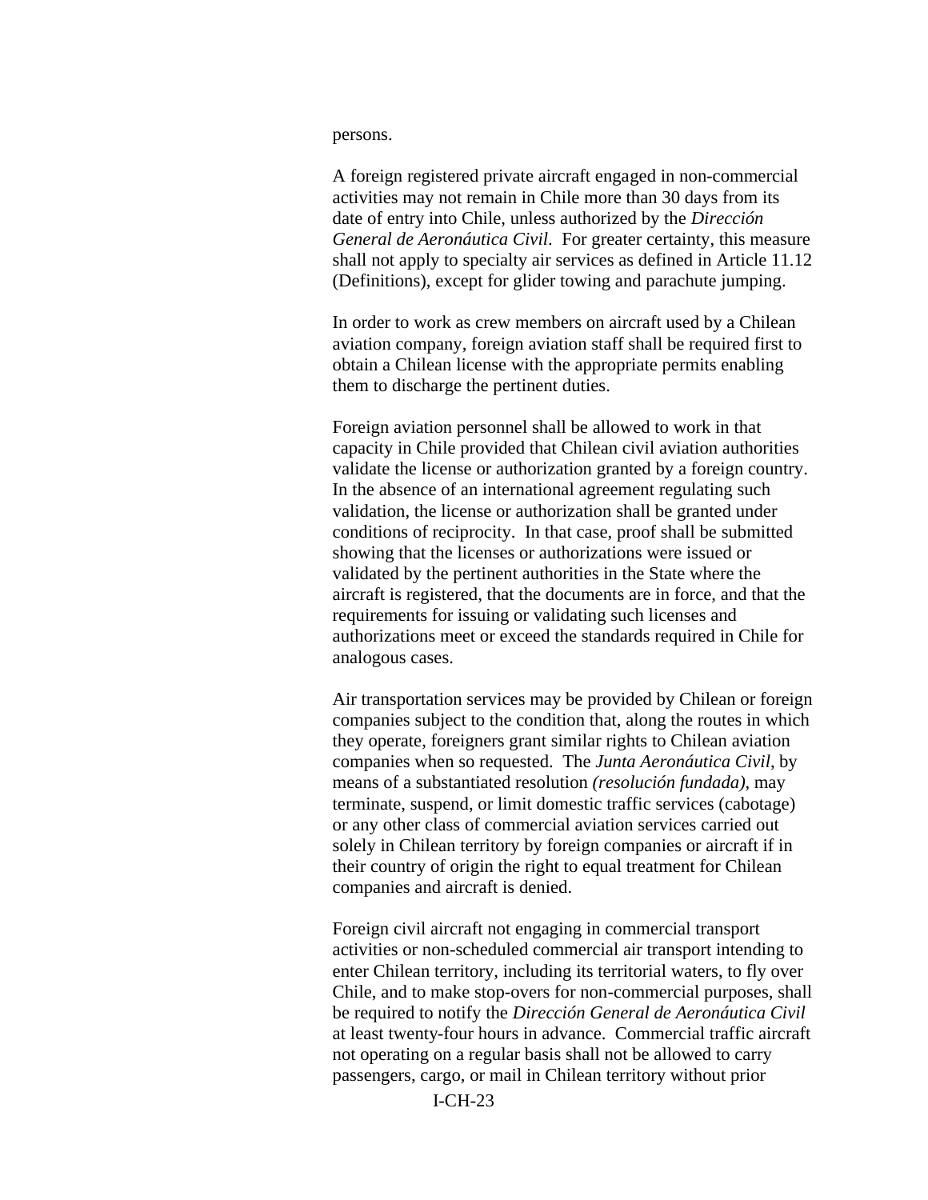persons.

A foreign registered private aircraft engaged in non-commercial activities may not remain in Chile more than 30 days from its date of entry into Chile, unless authorized by the *Dirección General de Aeronáutica Civil*. For greater certainty, this measure shall not apply to specialty air services as defined in Article 11.12 (Definitions), except for glider towing and parachute jumping.

In order to work as crew members on aircraft used by a Chilean aviation company, foreign aviation staff shall be required first to obtain a Chilean license with the appropriate permits enabling them to discharge the pertinent duties.

Foreign aviation personnel shall be allowed to work in that capacity in Chile provided that Chilean civil aviation authorities validate the license or authorization granted by a foreign country. In the absence of an international agreement regulating such validation, the license or authorization shall be granted under conditions of reciprocity. In that case, proof shall be submitted showing that the licenses or authorizations were issued or validated by the pertinent authorities in the State where the aircraft is registered, that the documents are in force, and that the requirements for issuing or validating such licenses and authorizations meet or exceed the standards required in Chile for analogous cases.

Air transportation services may be provided by Chilean or foreign companies subject to the condition that, along the routes in which they operate, foreigners grant similar rights to Chilean aviation companies when so requested. The *Junta Aeronáutica Civil*, by means of a substantiated resolution *(resolución fundada)*, may terminate, suspend, or limit domestic traffic services (cabotage) or any other class of commercial aviation services carried out solely in Chilean territory by foreign companies or aircraft if in their country of origin the right to equal treatment for Chilean companies and aircraft is denied.

Foreign civil aircraft not engaging in commercial transport activities or non-scheduled commercial air transport intending to enter Chilean territory, including its territorial waters, to fly over Chile, and to make stop-overs for non-commercial purposes, shall be required to notify the *Dirección General de Aeronáutica Civil* at least twenty-four hours in advance. Commercial traffic aircraft not operating on a regular basis shall not be allowed to carry passengers, cargo, or mail in Chilean territory without prior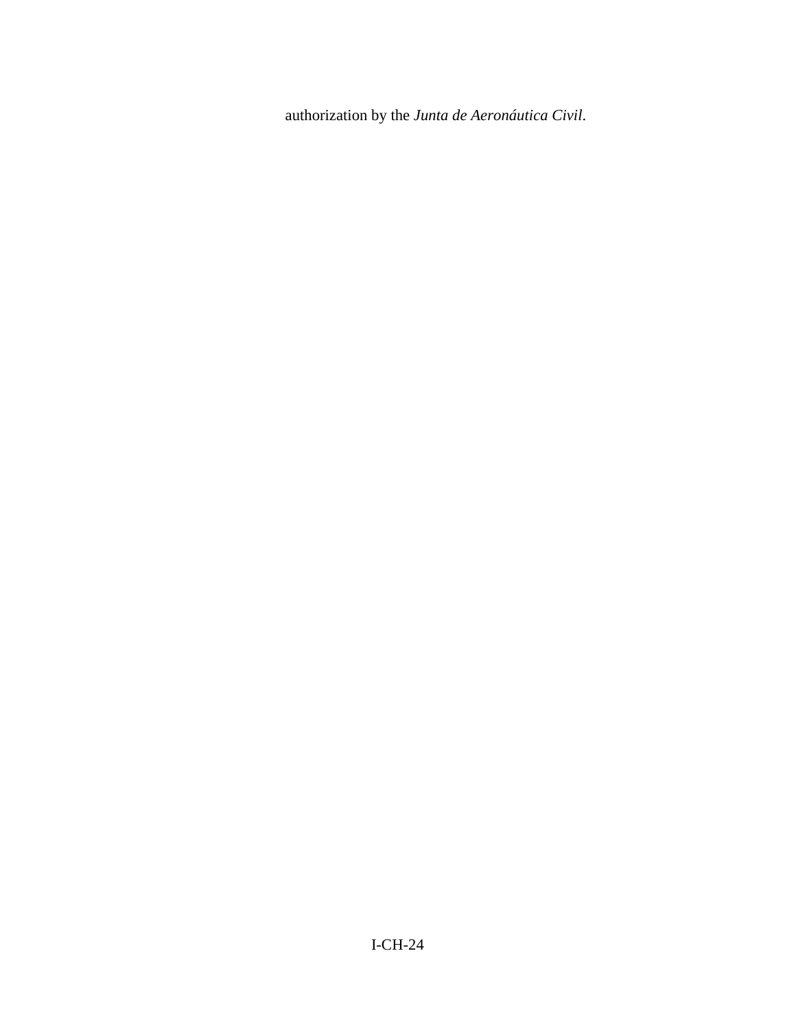authorization by the *Junta de Aeronáutica Civil*.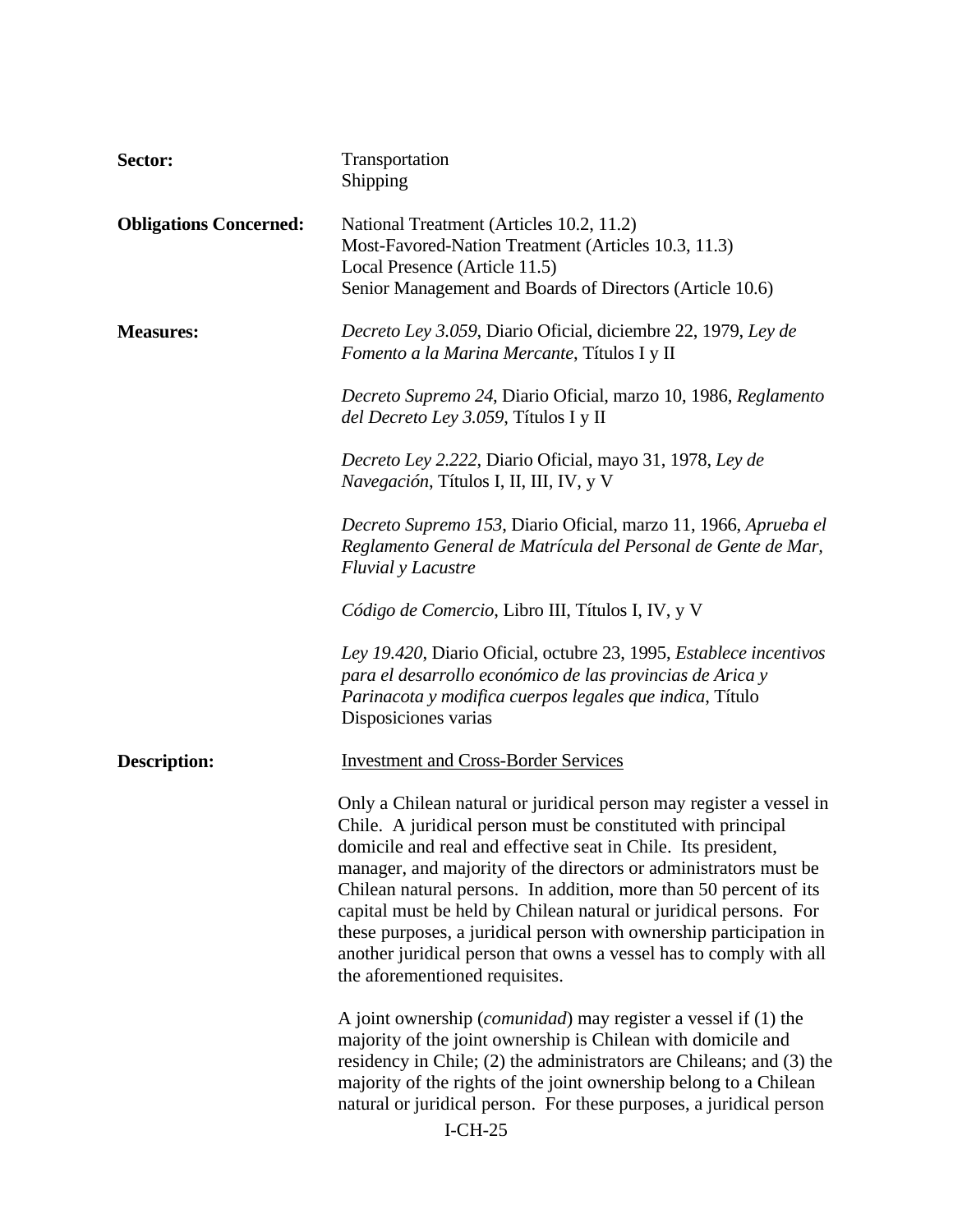| | |
|---|---|
| **Sector:** | Transportation<br>Shipping |
| **Obligations Concerned:** | National Treatment (Articles 10.2, 11.2)<br>Most-Favored-Nation Treatment (Articles 10.3, 11.3)<br>Local Presence (Article 11.5)<br>Senior Management and Boards of Directors (Article 10.6) |
| **Measures:** | *Decreto Ley 3.059*, Diario Oficial, diciembre 22, 1979, *Ley de Fomento a la Marina Mercante*, Títulos I y II<br><br>*Decreto Supremo 24*, Diario Oficial, marzo 10, 1986, *Reglamento del Decreto Ley 3.059*, Títulos I y II<br><br>*Decreto Ley 2.222*, Diario Oficial, mayo 31, 1978, *Ley de Navegación*, Títulos I, II, III, IV, y V<br><br>*Decreto Supremo 153*, Diario Oficial, marzo 11, 1966, *Aprueba el Reglamento General de Matrícula del Personal de Gente de Mar, Fluvial y Lacustre*<br><br>*Código de Comercio*, Libro III, Títulos I, IV, y V<br><br>*Ley 19.420*, Diario Oficial, octubre 23, 1995, *Establece incentivos para el desarrollo económico de las provincias de Arica y Parinacota y modifica cuerpos legales que indica*, Título Disposiciones varias |
| **Description:** | <u>Investment and Cross-Border Services</u><br><br>Only a Chilean natural or juridical person may register a vessel in Chile. A juridical person must be constituted with principal domicile and real and effective seat in Chile. Its president, manager, and majority of the directors or administrators must be Chilean natural persons. In addition, more than 50 percent of its capital must be held by Chilean natural or juridical persons. For these purposes, a juridical person with ownership participation in another juridical person that owns a vessel has to comply with all the aforementioned requisites.<br><br>A joint ownership (*comunidad*) may register a vessel if (1) the majority of the joint ownership is Chilean with domicile and residency in Chile; (2) the administrators are Chileans; and (3) the majority of the rights of the joint ownership belong to a Chilean natural or juridical person. For these purposes, a juridical person |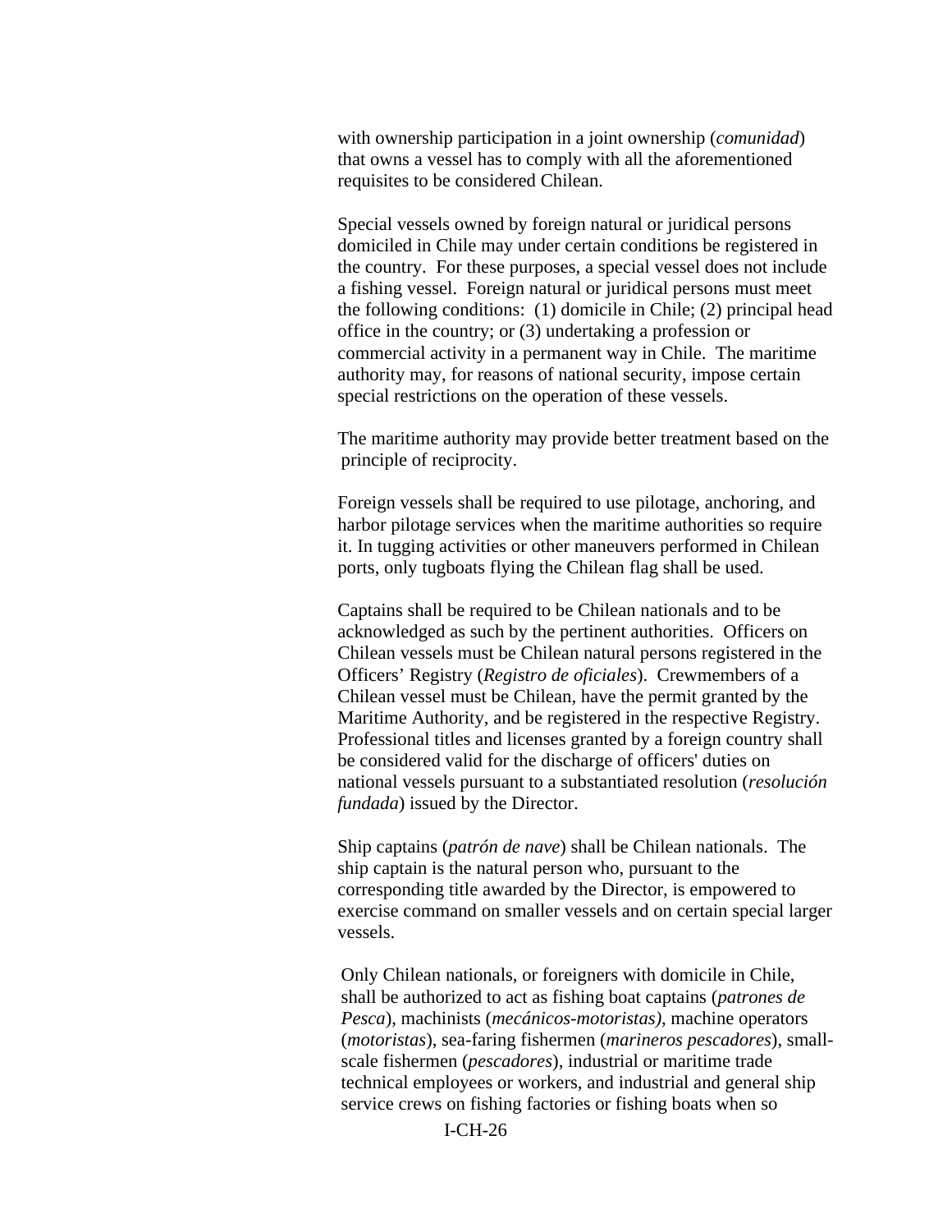with ownership participation in a joint ownership (*comunidad*) that owns a vessel has to comply with all the aforementioned requisites to be considered Chilean.

Special vessels owned by foreign natural or juridical persons domiciled in Chile may under certain conditions be registered in the country. For these purposes, a special vessel does not include a fishing vessel. Foreign natural or juridical persons must meet the following conditions: (1) domicile in Chile; (2) principal head office in the country; or (3) undertaking a profession or commercial activity in a permanent way in Chile. The maritime authority may, for reasons of national security, impose certain special restrictions on the operation of these vessels.

The maritime authority may provide better treatment based on the principle of reciprocity.

Foreign vessels shall be required to use pilotage, anchoring, and harbor pilotage services when the maritime authorities so require it. In tugging activities or other maneuvers performed in Chilean ports, only tugboats flying the Chilean flag shall be used.

Captains shall be required to be Chilean nationals and to be acknowledged as such by the pertinent authorities. Officers on Chilean vessels must be Chilean natural persons registered in the Officers' Registry (*Registro de oficiales*). Crewmembers of a Chilean vessel must be Chilean, have the permit granted by the Maritime Authority, and be registered in the respective Registry. Professional titles and licenses granted by a foreign country shall be considered valid for the discharge of officers' duties on national vessels pursuant to a substantiated resolution (*resolución fundada*) issued by the Director.

Ship captains (*patrón de nave*) shall be Chilean nationals. The ship captain is the natural person who, pursuant to the corresponding title awarded by the Director, is empowered to exercise command on smaller vessels and on certain special larger vessels.

Only Chilean nationals, or foreigners with domicile in Chile, shall be authorized to act as fishing boat captains (*patrones de Pesca*), machinists (*mecánicos-motoristas)*, machine operators (*motoristas*), sea-faring fishermen (*marineros pescadores*), small-scale fishermen (*pescadores*), industrial or maritime trade technical employees or workers, and industrial and general ship service crews on fishing factories or fishing boats when so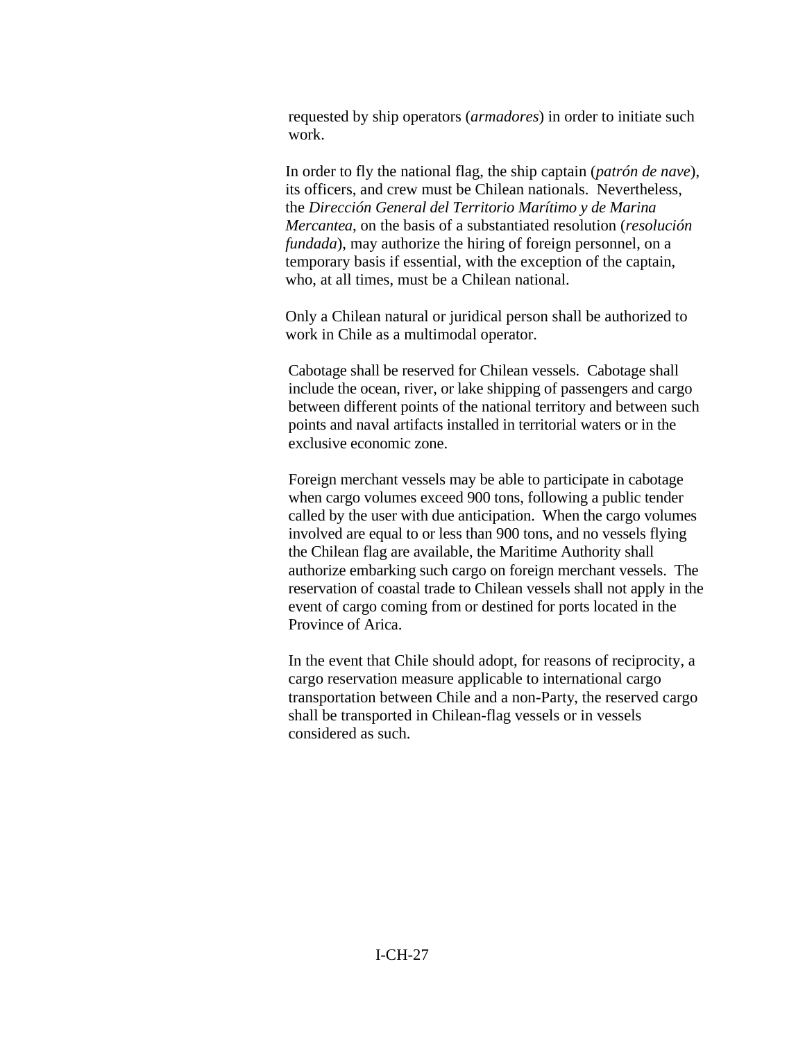requested by ship operators (*armadores*) in order to initiate such work.

In order to fly the national flag, the ship captain (*patrón de nave*), its officers, and crew must be Chilean nationals. Nevertheless, the *Dirección General del Territorio Marítimo y de Marina Mercantea*, on the basis of a substantiated resolution (*resolución fundada*), may authorize the hiring of foreign personnel, on a temporary basis if essential, with the exception of the captain, who, at all times, must be a Chilean national.

Only a Chilean natural or juridical person shall be authorized to work in Chile as a multimodal operator.

Cabotage shall be reserved for Chilean vessels. Cabotage shall include the ocean, river, or lake shipping of passengers and cargo between different points of the national territory and between such points and naval artifacts installed in territorial waters or in the exclusive economic zone.

Foreign merchant vessels may be able to participate in cabotage when cargo volumes exceed 900 tons, following a public tender called by the user with due anticipation. When the cargo volumes involved are equal to or less than 900 tons, and no vessels flying the Chilean flag are available, the Maritime Authority shall authorize embarking such cargo on foreign merchant vessels. The reservation of coastal trade to Chilean vessels shall not apply in the event of cargo coming from or destined for ports located in the Province of Arica.

In the event that Chile should adopt, for reasons of reciprocity, a cargo reservation measure applicable to international cargo transportation between Chile and a non-Party, the reserved cargo shall be transported in Chilean-flag vessels or in vessels considered as such.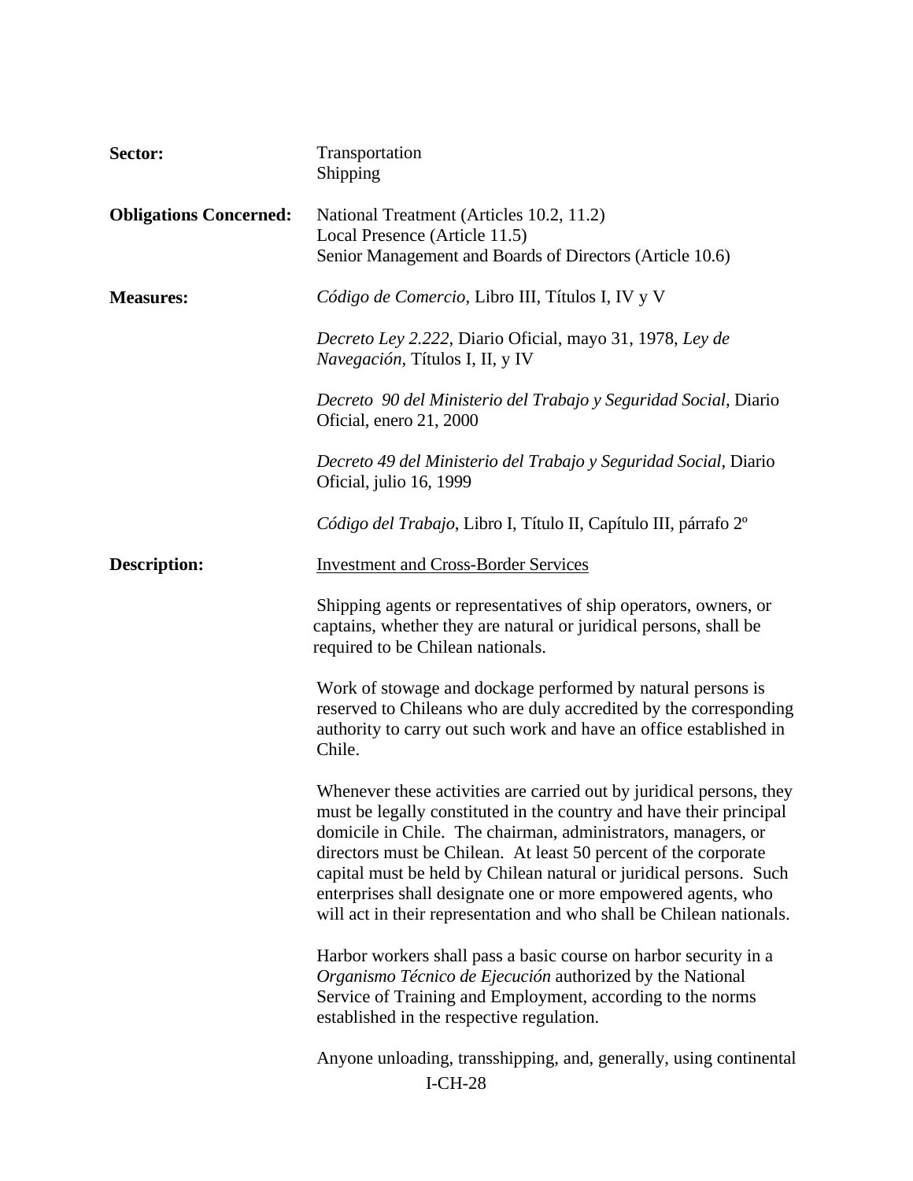**Sector:** Transportation
Shipping

**Obligations Concerned:** National Treatment (Articles 10.2, 11.2)
Local Presence (Article 11.5)
Senior Management and Boards of Directors (Article 10.6)

**Measures:** *Código de Comercio*, Libro III, Títulos I, IV y V

*Decreto Ley 2.222*, Diario Oficial, mayo 31, 1978, *Ley de Navegación*, Títulos I, II, y IV

*Decreto 90 del Ministerio del Trabajo y Seguridad Social*, Diario Oficial, enero 21, 2000

*Decreto 49 del Ministerio del Trabajo y Seguridad Social*, Diario Oficial, julio 16, 1999

*Código del Trabajo*, Libro I, Título II, Capítulo III, párrafo 2º

**Description:** Investment and Cross-Border Services

Shipping agents or representatives of ship operators, owners, or captains, whether they are natural or juridical persons, shall be required to be Chilean nationals.

Work of stowage and dockage performed by natural persons is reserved to Chileans who are duly accredited by the corresponding authority to carry out such work and have an office established in Chile.

Whenever these activities are carried out by juridical persons, they must be legally constituted in the country and have their principal domicile in Chile. The chairman, administrators, managers, or directors must be Chilean. At least 50 percent of the corporate capital must be held by Chilean natural or juridical persons. Such enterprises shall designate one or more empowered agents, who will act in their representation and who shall be Chilean nationals.

Harbor workers shall pass a basic course on harbor security in a *Organismo Técnico de Ejecución* authorized by the National Service of Training and Employment, according to the norms established in the respective regulation.

Anyone unloading, transshipping, and, generally, using continental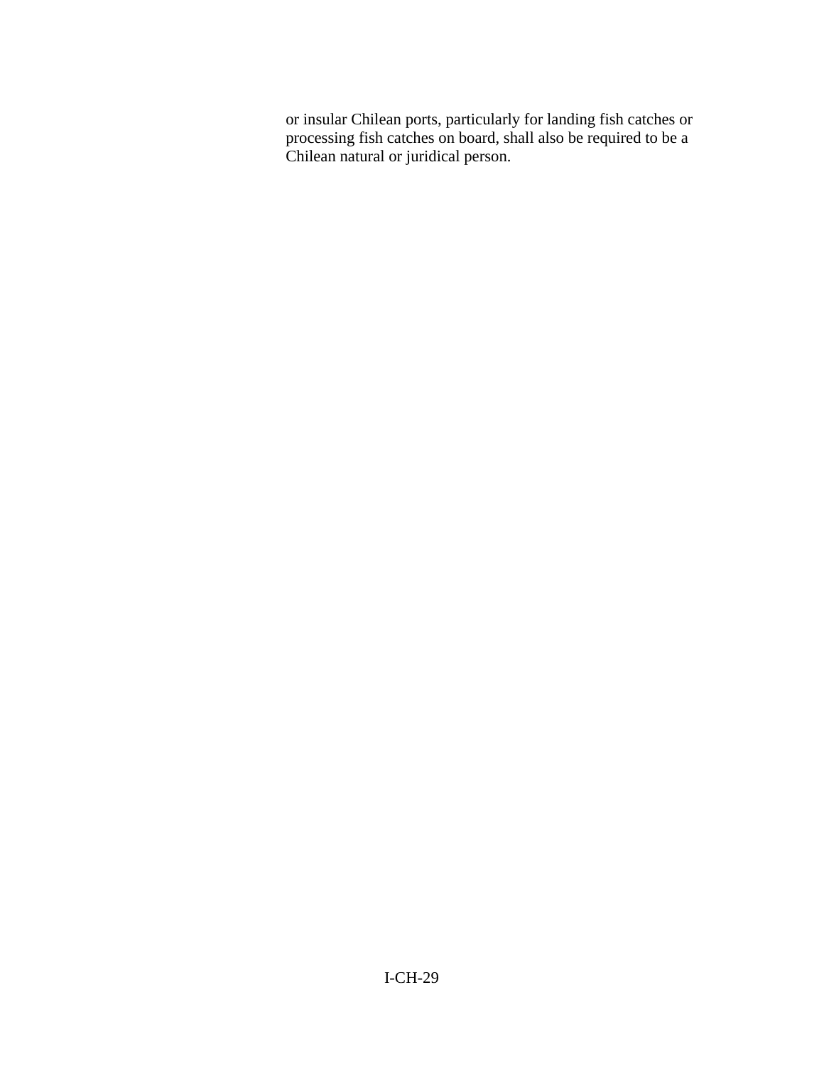or insular Chilean ports, particularly for landing fish catches or processing fish catches on board, shall also be required to be a Chilean natural or juridical person.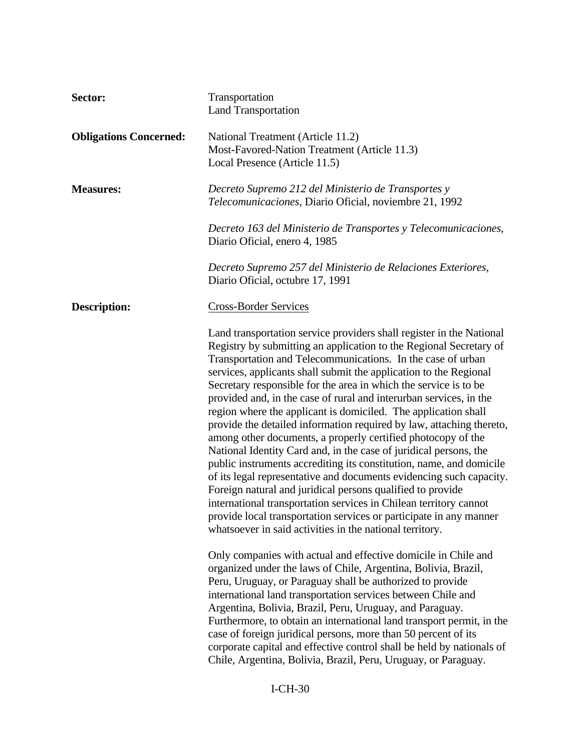| | |
|---|---|
| **Sector:** | Transportation<br>Land Transportation |
| **Obligations Concerned:** | National Treatment (Article 11.2)<br>Most-Favored-Nation Treatment (Article 11.3)<br>Local Presence (Article 11.5) |
| **Measures:** | *Decreto Supremo 212 del Ministerio de Transportes y Telecomunicaciones*, Diario Oficial, noviembre 21, 1992<br><br>*Decreto 163 del Ministerio de Transportes y Telecomunicaciones*, Diario Oficial, enero 4, 1985<br><br>*Decreto Supremo 257 del Ministerio de Relaciones Exteriores*, Diario Oficial, octubre 17, 1991 |
| **Description:** | <u>Cross-Border Services</u> |

Land transportation service providers shall register in the National Registry by submitting an application to the Regional Secretary of Transportation and Telecommunications. In the case of urban services, applicants shall submit the application to the Regional Secretary responsible for the area in which the service is to be provided and, in the case of rural and interurban services, in the region where the applicant is domiciled. The application shall provide the detailed information required by law, attaching thereto, among other documents, a properly certified photocopy of the National Identity Card and, in the case of juridical persons, the public instruments accrediting its constitution, name, and domicile of its legal representative and documents evidencing such capacity. Foreign natural and juridical persons qualified to provide international transportation services in Chilean territory cannot provide local transportation services or participate in any manner whatsoever in said activities in the national territory.

Only companies with actual and effective domicile in Chile and organized under the laws of Chile, Argentina, Bolivia, Brazil, Peru, Uruguay, or Paraguay shall be authorized to provide international land transportation services between Chile and Argentina, Bolivia, Brazil, Peru, Uruguay, and Paraguay. Furthermore, to obtain an international land transport permit, in the case of foreign juridical persons, more than 50 percent of its corporate capital and effective control shall be held by nationals of Chile, Argentina, Bolivia, Brazil, Peru, Uruguay, or Paraguay.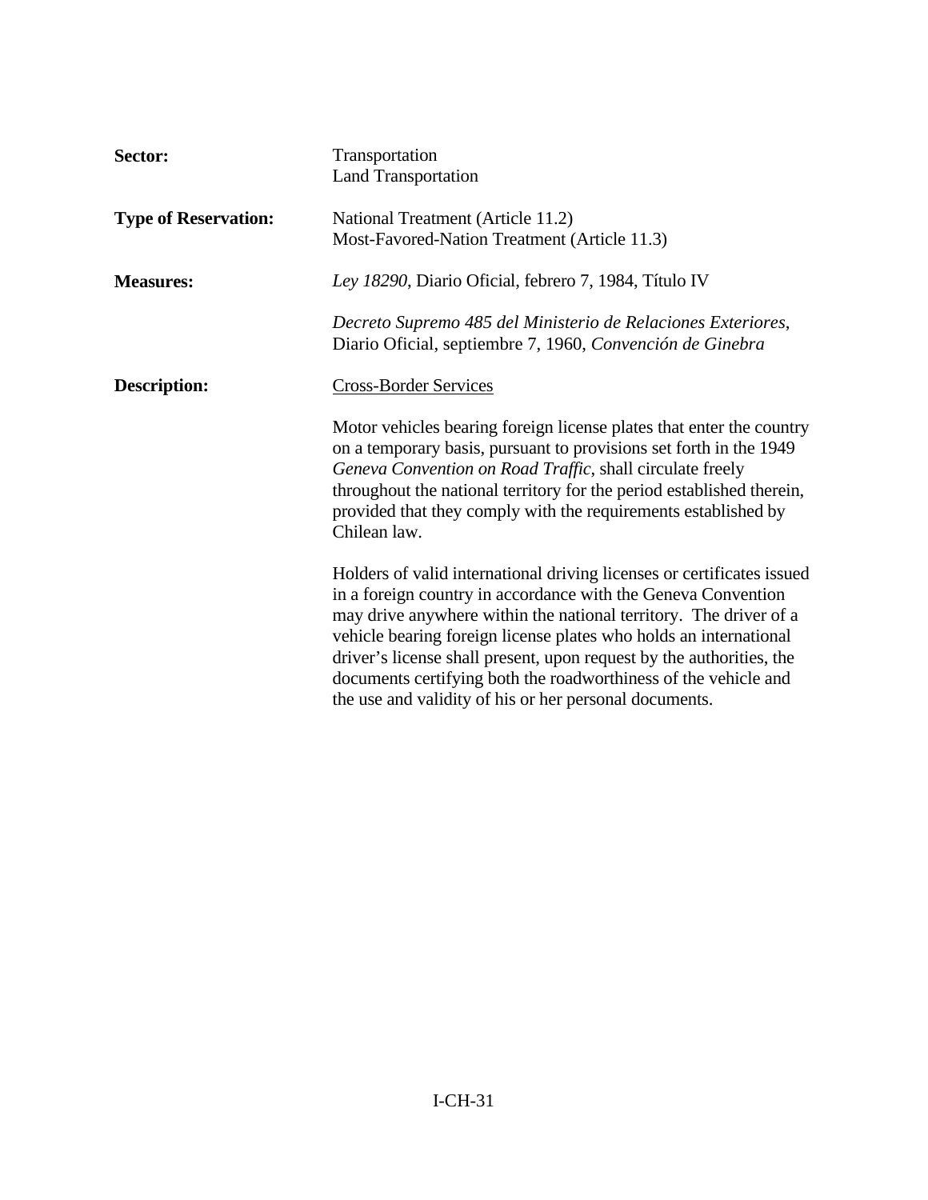**Sector:** Transportation
Land Transportation

**Type of Reservation:** National Treatment (Article 11.2)
Most-Favored-Nation Treatment (Article 11.3)

**Measures:** *Ley 18290*, Diario Oficial, febrero 7, 1984, Título IV

*Decreto Supremo 485 del Ministerio de Relaciones Exteriores*, Diario Oficial, septiembre 7, 1960, *Convención de Ginebra*

**Description:** Cross-Border Services

Motor vehicles bearing foreign license plates that enter the country on a temporary basis, pursuant to provisions set forth in the 1949 *Geneva Convention on Road Traffic*, shall circulate freely throughout the national territory for the period established therein, provided that they comply with the requirements established by Chilean law.

Holders of valid international driving licenses or certificates issued in a foreign country in accordance with the Geneva Convention may drive anywhere within the national territory. The driver of a vehicle bearing foreign license plates who holds an international driver's license shall present, upon request by the authorities, the documents certifying both the roadworthiness of the vehicle and the use and validity of his or her personal documents.